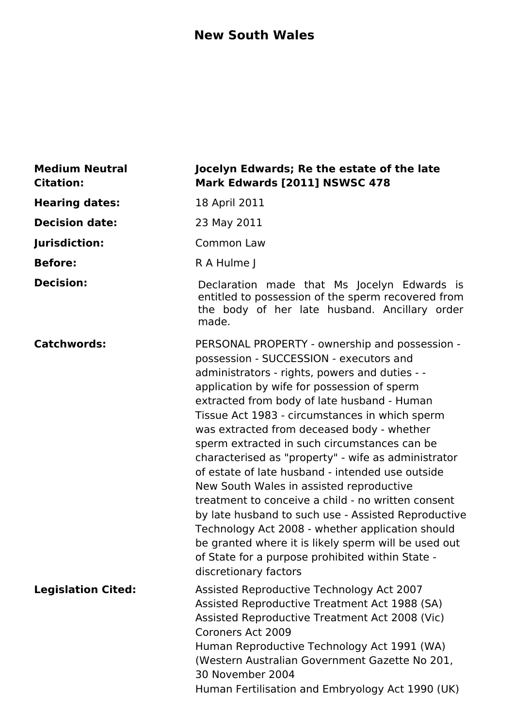# New South Wales

| | |
|---|---|
| **Medium Neutral Citation:** | **Jocelyn Edwards; Re the estate of the late Mark Edwards [2011] NSWSC 478** |
| **Hearing dates:** | 18 April 2011 |
| **Decision date:** | 23 May 2011 |
| **Jurisdiction:** | Common Law |
| **Before:** | R A Hulme J |
| **Decision:** | Declaration made that Ms Jocelyn Edwards is entitled to possession of the sperm recovered from the body of her late husband. Ancillary order made. |
| **Catchwords:** | PERSONAL PROPERTY - ownership and possession - possession - SUCCESSION - executors and administrators - rights, powers and duties - - application by wife for possession of sperm extracted from body of late husband - Human Tissue Act 1983 - circumstances in which sperm was extracted from deceased body - whether sperm extracted in such circumstances can be characterised as "property" - wife as administrator of estate of late husband - intended use outside New South Wales in assisted reproductive treatment to conceive a child - no written consent by late husband to such use - Assisted Reproductive Technology Act 2008 - whether application should be granted where it is likely sperm will be used out of State for a purpose prohibited within State - discretionary factors |
| **Legislation Cited:** | Assisted Reproductive Technology Act 2007<br>Assisted Reproductive Treatment Act 1988 (SA)<br>Assisted Reproductive Treatment Act 2008 (Vic)<br>Coroners Act 2009<br>Human Reproductive Technology Act 1991 (WA)<br>(Western Australian Government Gazette No 201, 30 November 2004<br>Human Fertilisation and Embryology Act 1990 (UK) |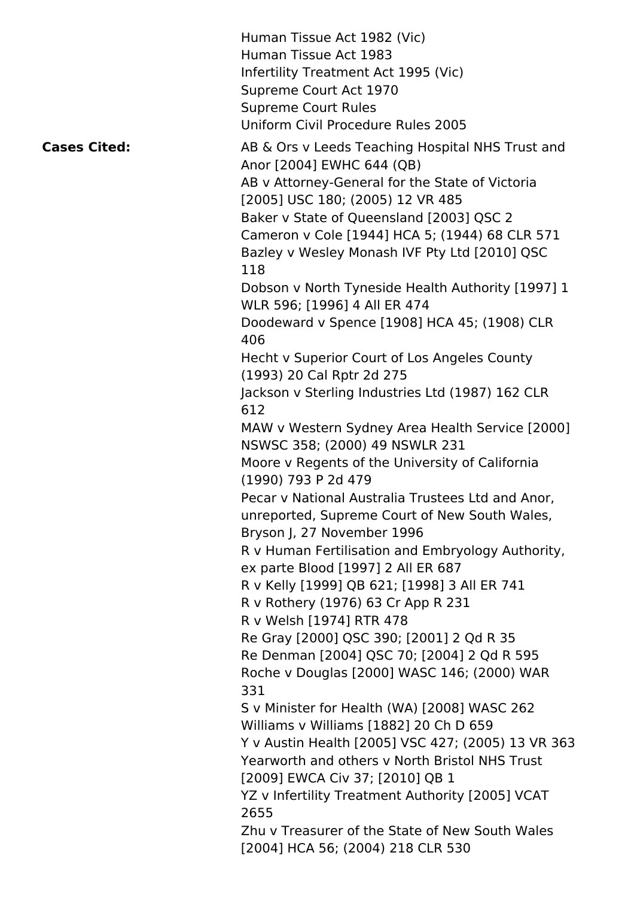Human Tissue Act 1982 (Vic)
Human Tissue Act 1983
Infertility Treatment Act 1995 (Vic)
Supreme Court Act 1970
Supreme Court Rules
Uniform Civil Procedure Rules 2005

**Cases Cited:**

AB & Ors v Leeds Teaching Hospital NHS Trust and Anor [2004] EWHC 644 (QB)
AB v Attorney-General for the State of Victoria [2005] USC 180; (2005) 12 VR 485
Baker v State of Queensland [2003] QSC 2
Cameron v Cole [1944] HCA 5; (1944) 68 CLR 571
Bazley v Wesley Monash IVF Pty Ltd [2010] QSC 118
Dobson v North Tyneside Health Authority [1997] 1 WLR 596; [1996] 4 All ER 474
Doodeward v Spence [1908] HCA 45; (1908) CLR 406
Hecht v Superior Court of Los Angeles County (1993) 20 Cal Rptr 2d 275
Jackson v Sterling Industries Ltd (1987) 162 CLR 612
MAW v Western Sydney Area Health Service [2000] NSWSC 358; (2000) 49 NSWLR 231
Moore v Regents of the University of California (1990) 793 P 2d 479
Pecar v National Australia Trustees Ltd and Anor, unreported, Supreme Court of New South Wales, Bryson J, 27 November 1996
R v Human Fertilisation and Embryology Authority, ex parte Blood [1997] 2 All ER 687
R v Kelly [1999] QB 621; [1998] 3 All ER 741
R v Rothery (1976) 63 Cr App R 231
R v Welsh [1974] RTR 478
Re Gray [2000] QSC 390; [2001] 2 Qd R 35
Re Denman [2004] QSC 70; [2004] 2 Qd R 595
Roche v Douglas [2000] WASC 146; (2000) WAR 331
S v Minister for Health (WA) [2008] WASC 262
Williams v Williams [1882] 20 Ch D 659
Y v Austin Health [2005] VSC 427; (2005) 13 VR 363
Yearworth and others v North Bristol NHS Trust [2009] EWCA Civ 37; [2010] QB 1
YZ v Infertility Treatment Authority [2005] VCAT 2655
Zhu v Treasurer of the State of New South Wales [2004] HCA 56; (2004) 218 CLR 530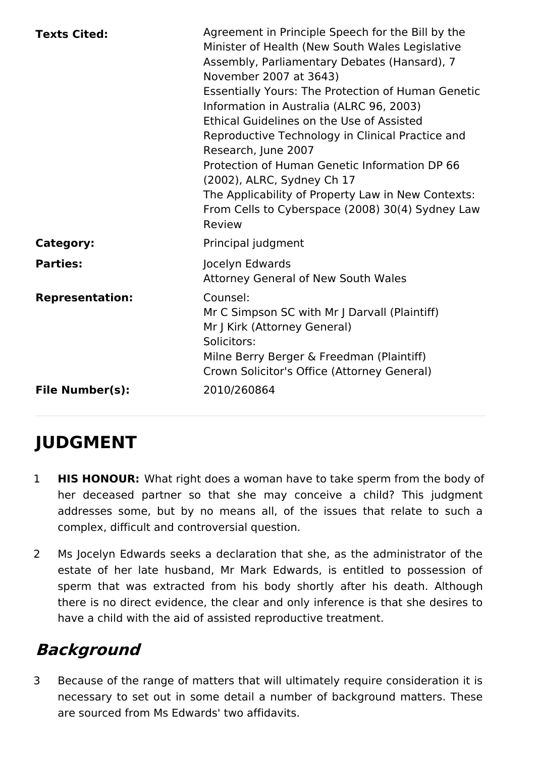| | |
|---|---|
| **Texts Cited:** | Agreement in Principle Speech for the Bill by the Minister of Health (New South Wales Legislative Assembly, Parliamentary Debates (Hansard), 7 November 2007 at 3643)<br>Essentially Yours: The Protection of Human Genetic Information in Australia (ALRC 96, 2003)<br>Ethical Guidelines on the Use of Assisted Reproductive Technology in Clinical Practice and Research, June 2007<br>Protection of Human Genetic Information DP 66 (2002), ALRC, Sydney Ch 17<br>The Applicability of Property Law in New Contexts: From Cells to Cyberspace (2008) 30(4) Sydney Law Review |
| **Category:** | Principal judgment |
| **Parties:** | Jocelyn Edwards<br>Attorney General of New South Wales |
| **Representation:** | Counsel:<br>Mr C Simpson SC with Mr J Darvall (Plaintiff)<br>Mr J Kirk (Attorney General)<br>Solicitors:<br>Milne Berry Berger & Freedman (Plaintiff)<br>Crown Solicitor's Office (Attorney General) |
| **File Number(s):** | 2010/260864 |

# JUDGMENT

1 **HIS HONOUR:** What right does a woman have to take sperm from the body of her deceased partner so that she may conceive a child? This judgment addresses some, but by no means all, of the issues that relate to such a complex, difficult and controversial question.

2 Ms Jocelyn Edwards seeks a declaration that she, as the administrator of the estate of her late husband, Mr Mark Edwards, is entitled to possession of sperm that was extracted from his body shortly after his death. Although there is no direct evidence, the clear and only inference is that she desires to have a child with the aid of assisted reproductive treatment.

## *Background*

3 Because of the range of matters that will ultimately require consideration it is necessary to set out in some detail a number of background matters. These are sourced from Ms Edwards' two affidavits.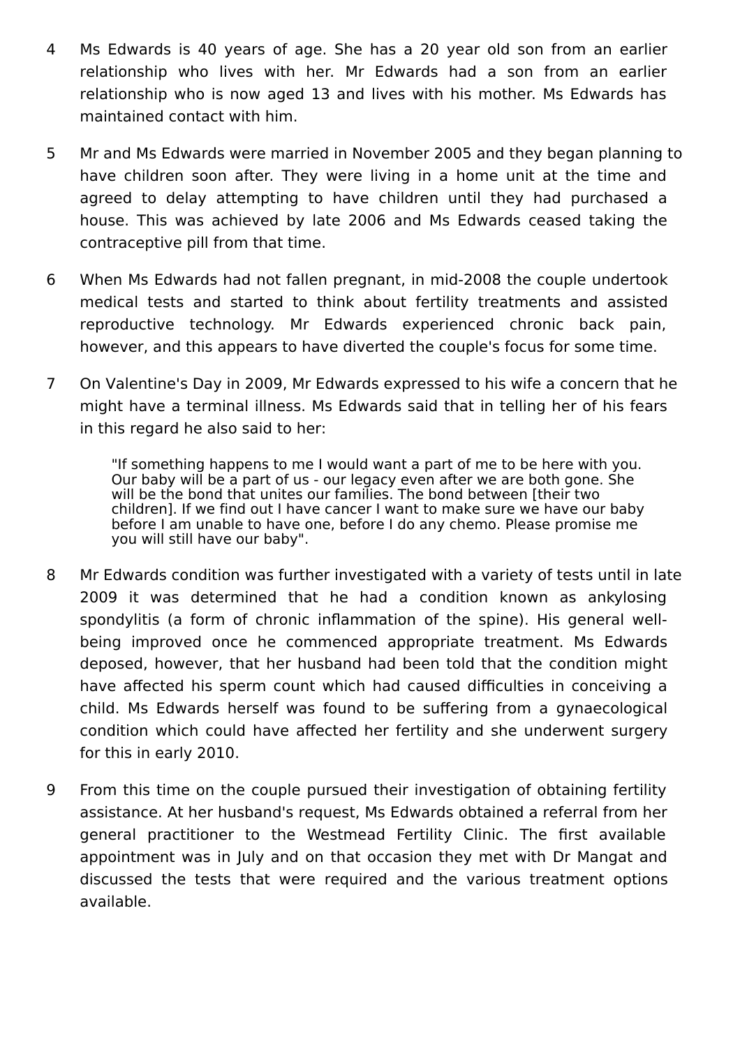4 Ms Edwards is 40 years of age. She has a 20 year old son from an earlier relationship who lives with her. Mr Edwards had a son from an earlier relationship who is now aged 13 and lives with his mother. Ms Edwards has maintained contact with him.

5 Mr and Ms Edwards were married in November 2005 and they began planning to have children soon after. They were living in a home unit at the time and agreed to delay attempting to have children until they had purchased a house. This was achieved by late 2006 and Ms Edwards ceased taking the contraceptive pill from that time.

6 When Ms Edwards had not fallen pregnant, in mid-2008 the couple undertook medical tests and started to think about fertility treatments and assisted reproductive technology. Mr Edwards experienced chronic back pain, however, and this appears to have diverted the couple's focus for some time.

7 On Valentine's Day in 2009, Mr Edwards expressed to his wife a concern that he might have a terminal illness. Ms Edwards said that in telling her of his fears in this regard he also said to her:

> "If something happens to me I would want a part of me to be here with you. Our baby will be a part of us - our legacy even after we are both gone. She will be the bond that unites our families. The bond between [their two children]. If we find out I have cancer I want to make sure we have our baby before I am unable to have one, before I do any chemo. Please promise me you will still have our baby".

8 Mr Edwards condition was further investigated with a variety of tests until in late 2009 it was determined that he had a condition known as ankylosing spondylitis (a form of chronic inflammation of the spine). His general well-being improved once he commenced appropriate treatment. Ms Edwards deposed, however, that her husband had been told that the condition might have affected his sperm count which had caused difficulties in conceiving a child. Ms Edwards herself was found to be suffering from a gynaecological condition which could have affected her fertility and she underwent surgery for this in early 2010.

9 From this time on the couple pursued their investigation of obtaining fertility assistance. At her husband's request, Ms Edwards obtained a referral from her general practitioner to the Westmead Fertility Clinic. The first available appointment was in July and on that occasion they met with Dr Mangat and discussed the tests that were required and the various treatment options available.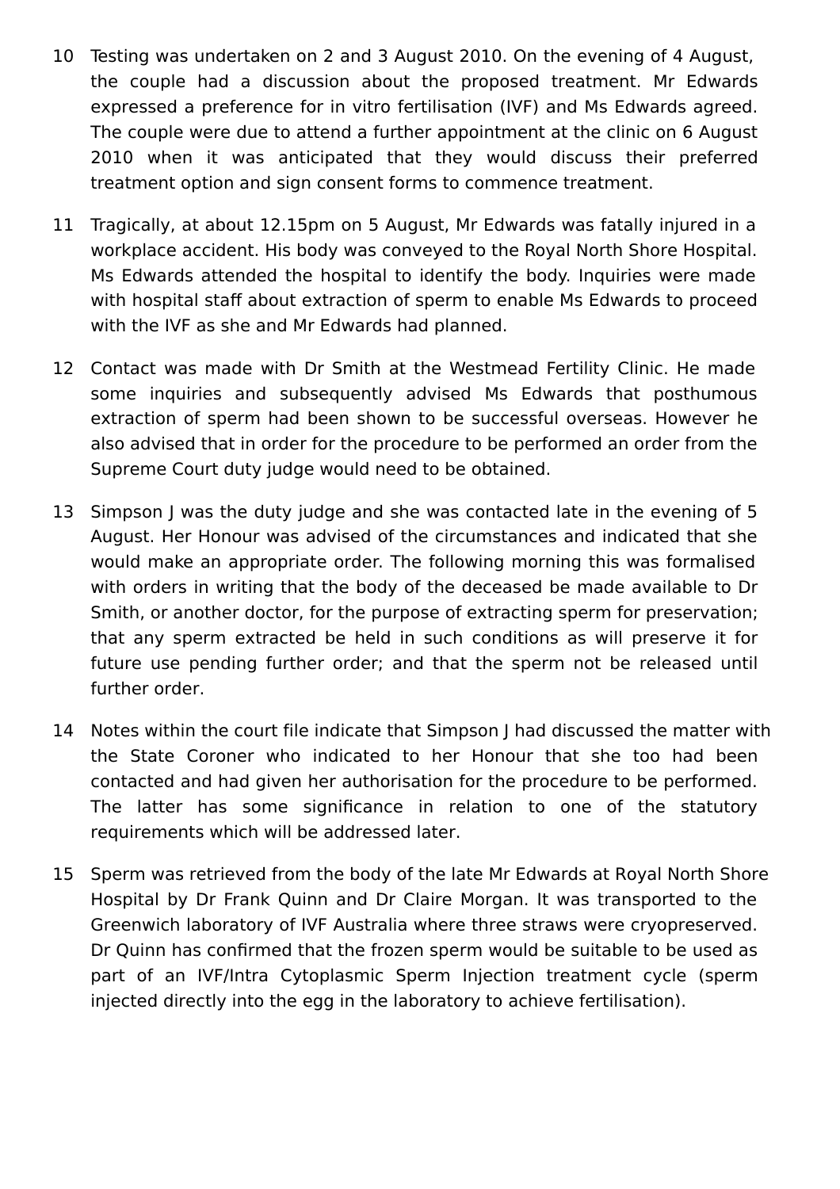10 Testing was undertaken on 2 and 3 August 2010. On the evening of 4 August, the couple had a discussion about the proposed treatment. Mr Edwards expressed a preference for in vitro fertilisation (IVF) and Ms Edwards agreed. The couple were due to attend a further appointment at the clinic on 6 August 2010 when it was anticipated that they would discuss their preferred treatment option and sign consent forms to commence treatment.

11 Tragically, at about 12.15pm on 5 August, Mr Edwards was fatally injured in a workplace accident. His body was conveyed to the Royal North Shore Hospital. Ms Edwards attended the hospital to identify the body. Inquiries were made with hospital staff about extraction of sperm to enable Ms Edwards to proceed with the IVF as she and Mr Edwards had planned.

12 Contact was made with Dr Smith at the Westmead Fertility Clinic. He made some inquiries and subsequently advised Ms Edwards that posthumous extraction of sperm had been shown to be successful overseas. However he also advised that in order for the procedure to be performed an order from the Supreme Court duty judge would need to be obtained.

13 Simpson J was the duty judge and she was contacted late in the evening of 5 August. Her Honour was advised of the circumstances and indicated that she would make an appropriate order. The following morning this was formalised with orders in writing that the body of the deceased be made available to Dr Smith, or another doctor, for the purpose of extracting sperm for preservation; that any sperm extracted be held in such conditions as will preserve it for future use pending further order; and that the sperm not be released until further order.

14 Notes within the court file indicate that Simpson J had discussed the matter with the State Coroner who indicated to her Honour that she too had been contacted and had given her authorisation for the procedure to be performed. The latter has some significance in relation to one of the statutory requirements which will be addressed later.

15 Sperm was retrieved from the body of the late Mr Edwards at Royal North Shore Hospital by Dr Frank Quinn and Dr Claire Morgan. It was transported to the Greenwich laboratory of IVF Australia where three straws were cryopreserved. Dr Quinn has confirmed that the frozen sperm would be suitable to be used as part of an IVF/Intra Cytoplasmic Sperm Injection treatment cycle (sperm injected directly into the egg in the laboratory to achieve fertilisation).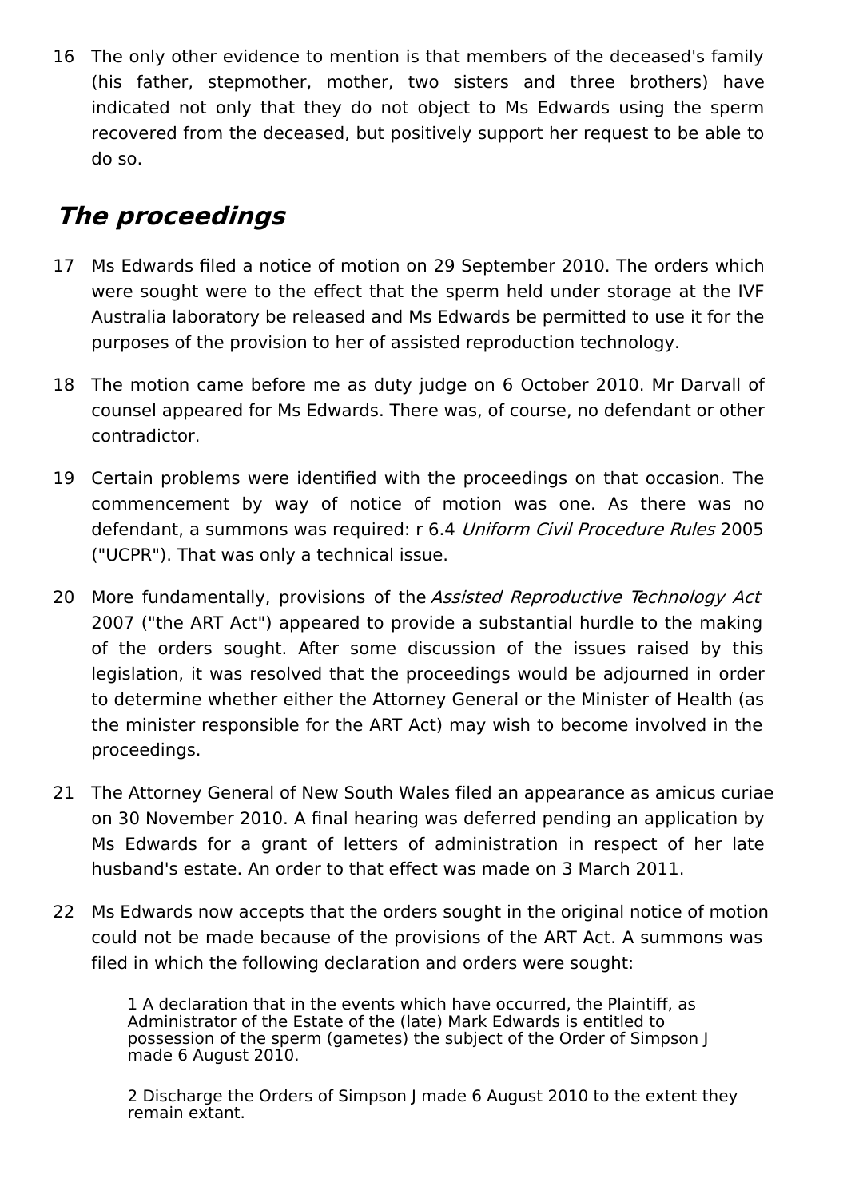16 The only other evidence to mention is that members of the deceased's family (his father, stepmother, mother, two sisters and three brothers) have indicated not only that they do not object to Ms Edwards using the sperm recovered from the deceased, but positively support her request to be able to do so.

## *The proceedings*

17 Ms Edwards filed a notice of motion on 29 September 2010. The orders which were sought were to the effect that the sperm held under storage at the IVF Australia laboratory be released and Ms Edwards be permitted to use it for the purposes of the provision to her of assisted reproduction technology.

18 The motion came before me as duty judge on 6 October 2010. Mr Darvall of counsel appeared for Ms Edwards. There was, of course, no defendant or other contradictor.

19 Certain problems were identified with the proceedings on that occasion. The commencement by way of notice of motion was one. As there was no defendant, a summons was required: r 6.4 *Uniform Civil Procedure Rules* 2005 ("UCPR"). That was only a technical issue.

20 More fundamentally, provisions of the *Assisted Reproductive Technology Act* 2007 ("the ART Act") appeared to provide a substantial hurdle to the making of the orders sought. After some discussion of the issues raised by this legislation, it was resolved that the proceedings would be adjourned in order to determine whether either the Attorney General or the Minister of Health (as the minister responsible for the ART Act) may wish to become involved in the proceedings.

21 The Attorney General of New South Wales filed an appearance as amicus curiae on 30 November 2010. A final hearing was deferred pending an application by Ms Edwards for a grant of letters of administration in respect of her late husband's estate. An order to that effect was made on 3 March 2011.

22 Ms Edwards now accepts that the orders sought in the original notice of motion could not be made because of the provisions of the ART Act. A summons was filed in which the following declaration and orders were sought:

> 1 A declaration that in the events which have occurred, the Plaintiff, as Administrator of the Estate of the (late) Mark Edwards is entitled to possession of the sperm (gametes) the subject of the Order of Simpson J made 6 August 2010.
>
> 2 Discharge the Orders of Simpson J made 6 August 2010 to the extent they remain extant.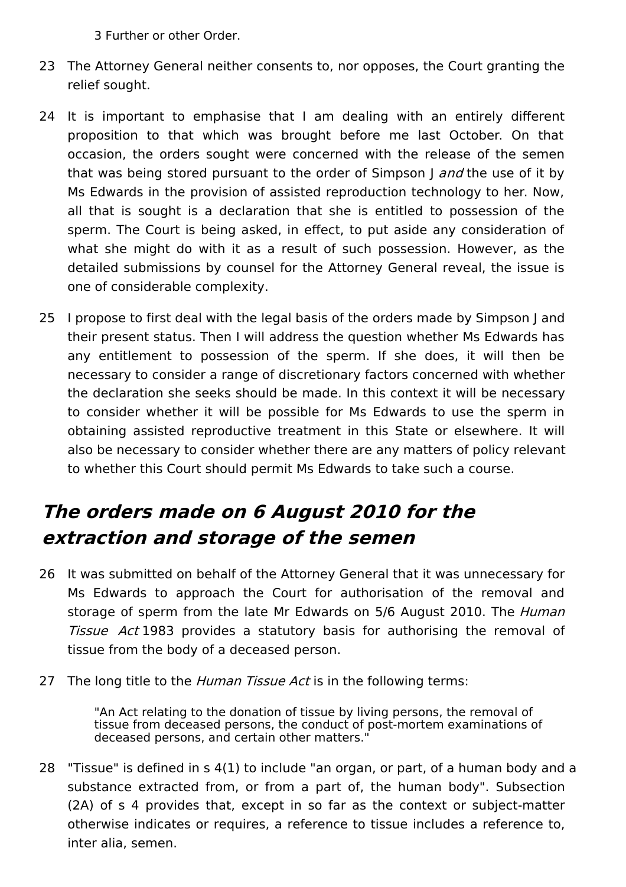3 Further or other Order.

23 The Attorney General neither consents to, nor opposes, the Court granting the relief sought.

24 It is important to emphasise that I am dealing with an entirely different proposition to that which was brought before me last October. On that occasion, the orders sought were concerned with the release of the semen that was being stored pursuant to the order of Simpson J *and* the use of it by Ms Edwards in the provision of assisted reproduction technology to her. Now, all that is sought is a declaration that she is entitled to possession of the sperm. The Court is being asked, in effect, to put aside any consideration of what she might do with it as a result of such possession. However, as the detailed submissions by counsel for the Attorney General reveal, the issue is one of considerable complexity.

25 I propose to first deal with the legal basis of the orders made by Simpson J and their present status. Then I will address the question whether Ms Edwards has any entitlement to possession of the sperm. If she does, it will then be necessary to consider a range of discretionary factors concerned with whether the declaration she seeks should be made. In this context it will be necessary to consider whether it will be possible for Ms Edwards to use the sperm in obtaining assisted reproductive treatment in this State or elsewhere. It will also be necessary to consider whether there are any matters of policy relevant to whether this Court should permit Ms Edwards to take such a course.

## The orders made on 6 August 2010 for the extraction and storage of the semen

26 It was submitted on behalf of the Attorney General that it was unnecessary for Ms Edwards to approach the Court for authorisation of the removal and storage of sperm from the late Mr Edwards on 5/6 August 2010. The *Human Tissue Act* 1983 provides a statutory basis for authorising the removal of tissue from the body of a deceased person.

27 The long title to the *Human Tissue Act* is in the following terms:

> "An Act relating to the donation of tissue by living persons, the removal of tissue from deceased persons, the conduct of post-mortem examinations of deceased persons, and certain other matters."

28 "Tissue" is defined in s 4(1) to include "an organ, or part, of a human body and a substance extracted from, or from a part of, the human body". Subsection (2A) of s 4 provides that, except in so far as the context or subject-matter otherwise indicates or requires, a reference to tissue includes a reference to, inter alia, semen.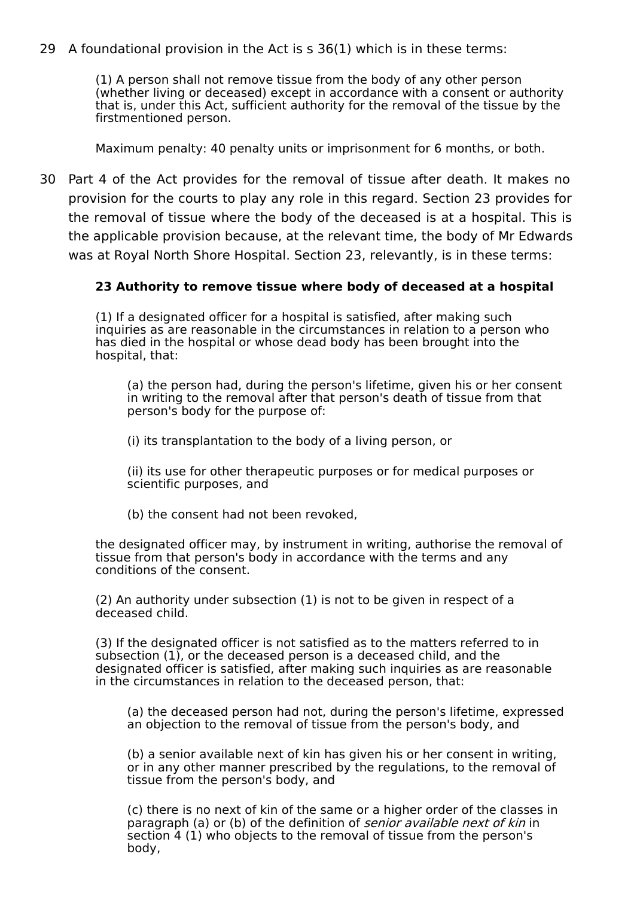29 A foundational provision in the Act is s 36(1) which is in these terms:

> (1) A person shall not remove tissue from the body of any other person (whether living or deceased) except in accordance with a consent or authority that is, under this Act, sufficient authority for the removal of the tissue by the firstmentioned person.
>
> Maximum penalty: 40 penalty units or imprisonment for 6 months, or both.

30 Part 4 of the Act provides for the removal of tissue after death. It makes no provision for the courts to play any role in this regard. Section 23 provides for the removal of tissue where the body of the deceased is at a hospital. This is the applicable provision because, at the relevant time, the body of Mr Edwards was at Royal North Shore Hospital. Section 23, relevantly, is in these terms:

> **23 Authority to remove tissue where body of deceased at a hospital**
>
> (1) If a designated officer for a hospital is satisfied, after making such inquiries as are reasonable in the circumstances in relation to a person who has died in the hospital or whose dead body has been brought into the hospital, that:
>
> > (a) the person had, during the person's lifetime, given his or her consent in writing to the removal after that person's death of tissue from that person's body for the purpose of:
> >
> > (i) its transplantation to the body of a living person, or
> >
> > (ii) its use for other therapeutic purposes or for medical purposes or scientific purposes, and
> >
> > (b) the consent had not been revoked,
>
> the designated officer may, by instrument in writing, authorise the removal of tissue from that person's body in accordance with the terms and any conditions of the consent.
>
> (2) An authority under subsection (1) is not to be given in respect of a deceased child.
>
> (3) If the designated officer is not satisfied as to the matters referred to in subsection (1), or the deceased person is a deceased child, and the designated officer is satisfied, after making such inquiries as are reasonable in the circumstances in relation to the deceased person, that:
>
> > (a) the deceased person had not, during the person's lifetime, expressed an objection to the removal of tissue from the person's body, and
> >
> > (b) a senior available next of kin has given his or her consent in writing, or in any other manner prescribed by the regulations, to the removal of tissue from the person's body, and
> >
> > (c) there is no next of kin of the same or a higher order of the classes in paragraph (a) or (b) of the definition of *senior available next of kin* in section 4 (1) who objects to the removal of tissue from the person's body,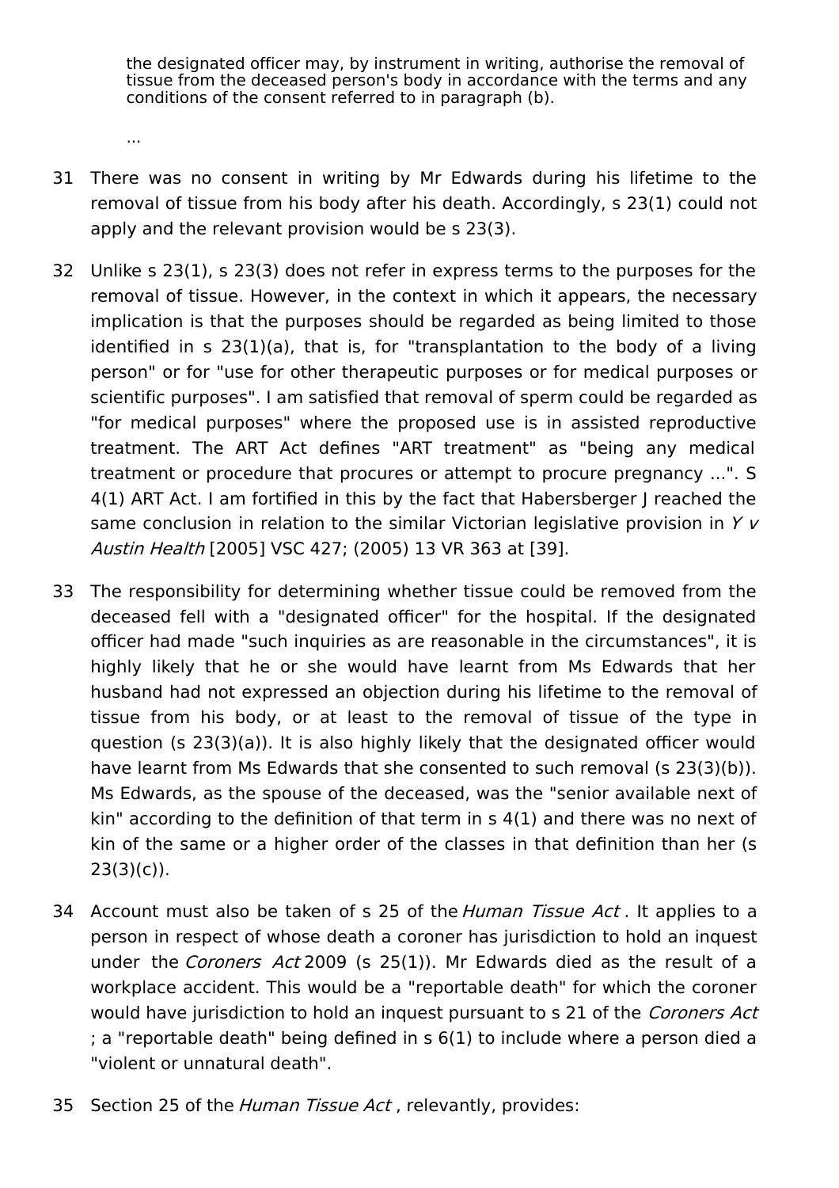> the designated officer may, by instrument in writing, authorise the removal of tissue from the deceased person's body in accordance with the terms and any conditions of the consent referred to in paragraph (b).
>
> ...

31 There was no consent in writing by Mr Edwards during his lifetime to the removal of tissue from his body after his death. Accordingly, s 23(1) could not apply and the relevant provision would be s 23(3).

32 Unlike s 23(1), s 23(3) does not refer in express terms to the purposes for the removal of tissue. However, in the context in which it appears, the necessary implication is that the purposes should be regarded as being limited to those identified in s 23(1)(a), that is, for "transplantation to the body of a living person" or for "use for other therapeutic purposes or for medical purposes or scientific purposes". I am satisfied that removal of sperm could be regarded as "for medical purposes" where the proposed use is in assisted reproductive treatment. The ART Act defines "ART treatment" as "being any medical treatment or procedure that procures or attempt to procure pregnancy ...". S 4(1) ART Act. I am fortified in this by the fact that Habersberger J reached the same conclusion in relation to the similar Victorian legislative provision in *Y v Austin Health* [2005] VSC 427; (2005) 13 VR 363 at [39].

33 The responsibility for determining whether tissue could be removed from the deceased fell with a "designated officer" for the hospital. If the designated officer had made "such inquiries as are reasonable in the circumstances", it is highly likely that he or she would have learnt from Ms Edwards that her husband had not expressed an objection during his lifetime to the removal of tissue from his body, or at least to the removal of tissue of the type in question (s 23(3)(a)). It is also highly likely that the designated officer would have learnt from Ms Edwards that she consented to such removal (s 23(3)(b)). Ms Edwards, as the spouse of the deceased, was the "senior available next of kin" according to the definition of that term in s 4(1) and there was no next of kin of the same or a higher order of the classes in that definition than her (s 23(3)(c)).

34 Account must also be taken of s 25 of the *Human Tissue Act*. It applies to a person in respect of whose death a coroner has jurisdiction to hold an inquest under the *Coroners Act* 2009 (s 25(1)). Mr Edwards died as the result of a workplace accident. This would be a "reportable death" for which the coroner would have jurisdiction to hold an inquest pursuant to s 21 of the *Coroners Act*; a "reportable death" being defined in s 6(1) to include where a person died a "violent or unnatural death".

35 Section 25 of the *Human Tissue Act*, relevantly, provides: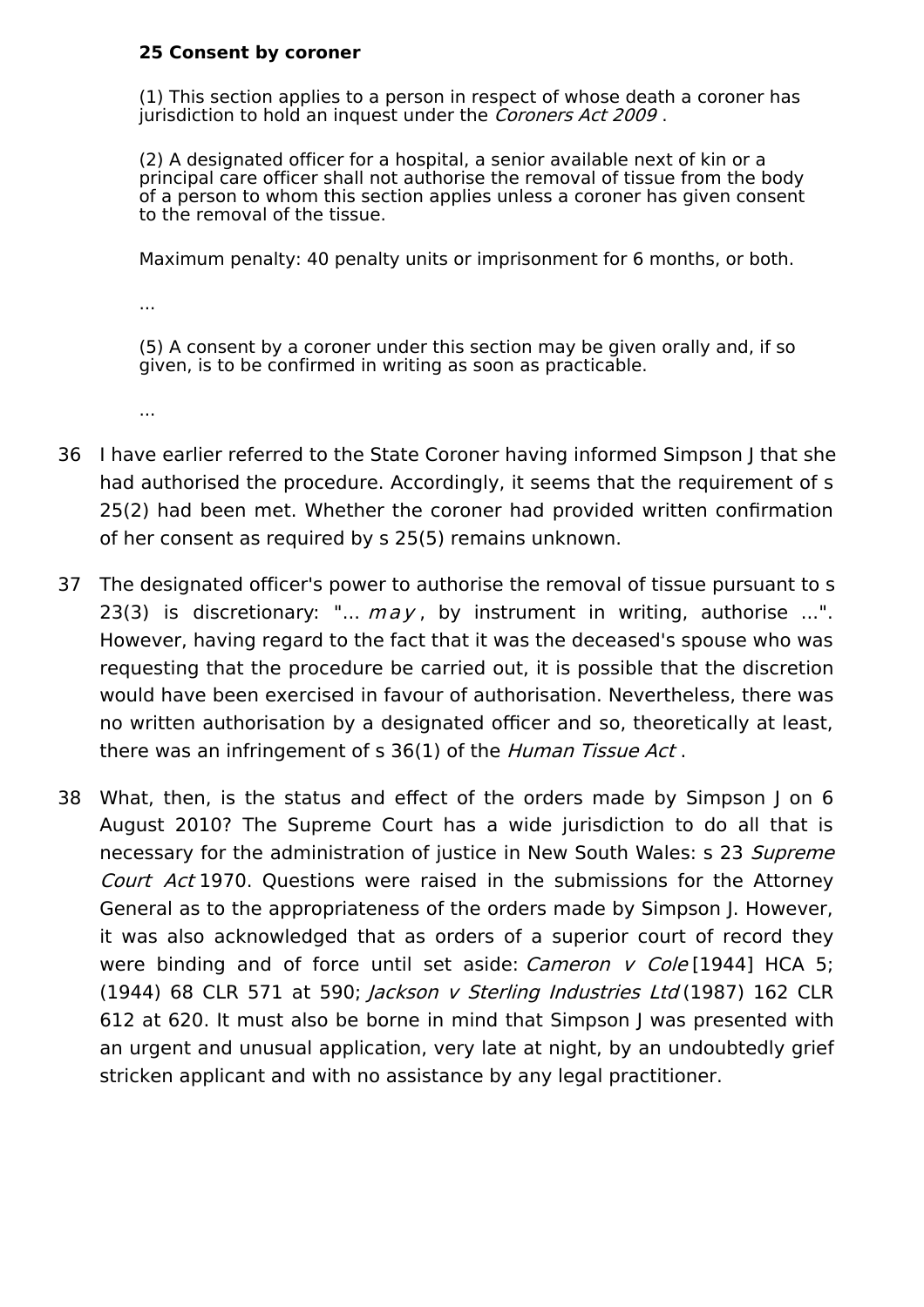**25 Consent by coroner**

> (1) This section applies to a person in respect of whose death a coroner has jurisdiction to hold an inquest under the *Coroners Act 2009* .
>
> (2) A designated officer for a hospital, a senior available next of kin or a principal care officer shall not authorise the removal of tissue from the body of a person to whom this section applies unless a coroner has given consent to the removal of the tissue.
>
> Maximum penalty: 40 penalty units or imprisonment for 6 months, or both.
>
> ...
>
> (5) A consent by a coroner under this section may be given orally and, if so given, is to be confirmed in writing as soon as practicable.
>
> ...

36 I have earlier referred to the State Coroner having informed Simpson J that she had authorised the procedure. Accordingly, it seems that the requirement of s 25(2) had been met. Whether the coroner had provided written confirmation of her consent as required by s 25(5) remains unknown.

37 The designated officer's power to authorise the removal of tissue pursuant to s 23(3) is discretionary: "... *may* , by instrument in writing, authorise ...". However, having regard to the fact that it was the deceased's spouse who was requesting that the procedure be carried out, it is possible that the discretion would have been exercised in favour of authorisation. Nevertheless, there was no written authorisation by a designated officer and so, theoretically at least, there was an infringement of s 36(1) of the *Human Tissue Act* .

38 What, then, is the status and effect of the orders made by Simpson J on 6 August 2010? The Supreme Court has a wide jurisdiction to do all that is necessary for the administration of justice in New South Wales: s 23 *Supreme Court Act* 1970. Questions were raised in the submissions for the Attorney General as to the appropriateness of the orders made by Simpson J. However, it was also acknowledged that as orders of a superior court of record they were binding and of force until set aside: *Cameron v Cole* [1944] HCA 5; (1944) 68 CLR 571 at 590; *Jackson v Sterling Industries Ltd* (1987) 162 CLR 612 at 620. It must also be borne in mind that Simpson J was presented with an urgent and unusual application, very late at night, by an undoubtedly grief stricken applicant and with no assistance by any legal practitioner.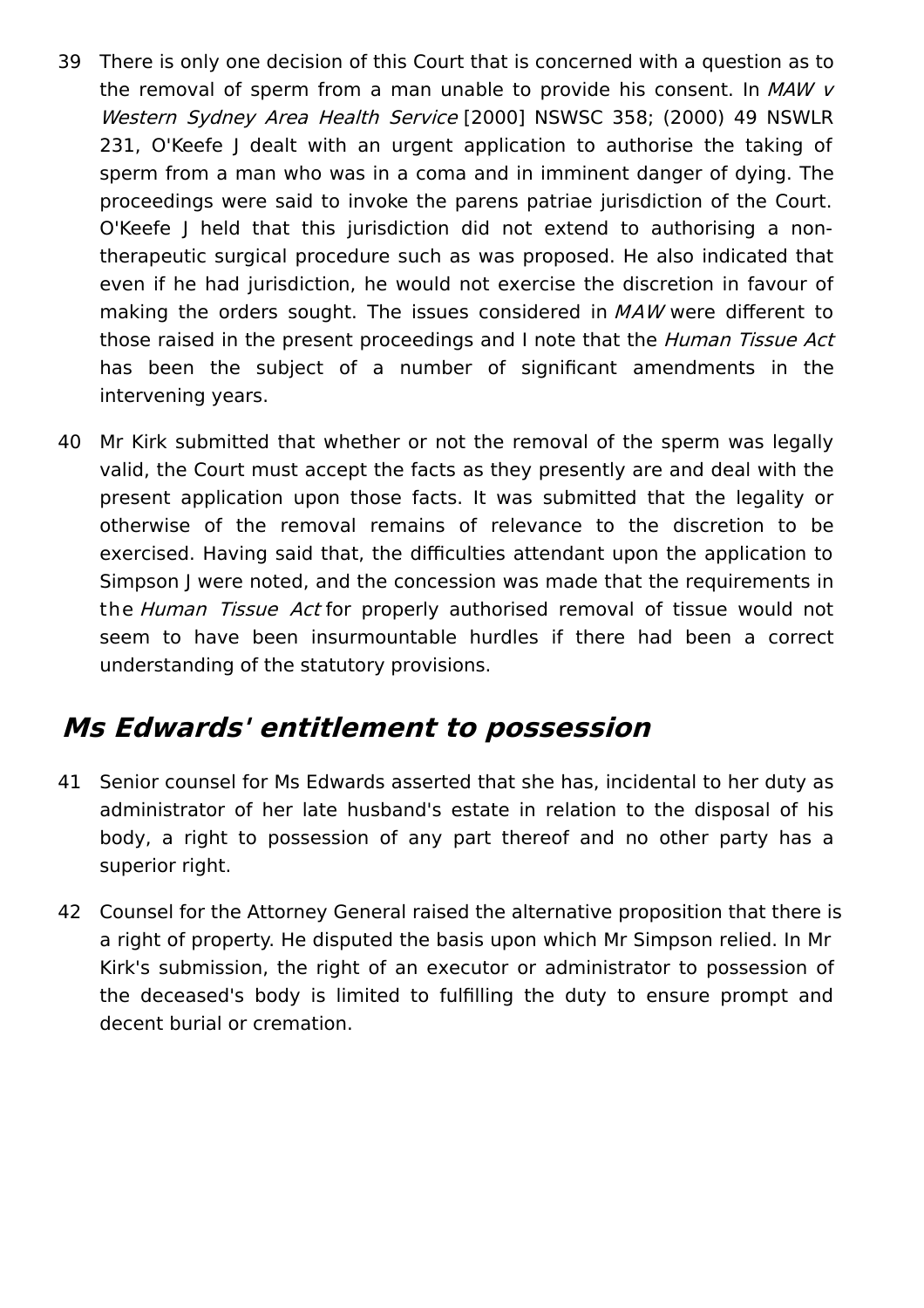39 There is only one decision of this Court that is concerned with a question as to the removal of sperm from a man unable to provide his consent. In *MAW v Western Sydney Area Health Service* [2000] NSWSC 358; (2000) 49 NSWLR 231, O'Keefe J dealt with an urgent application to authorise the taking of sperm from a man who was in a coma and in imminent danger of dying. The proceedings were said to invoke the parens patriae jurisdiction of the Court. O'Keefe J held that this jurisdiction did not extend to authorising a non-therapeutic surgical procedure such as was proposed. He also indicated that even if he had jurisdiction, he would not exercise the discretion in favour of making the orders sought. The issues considered in *MAW* were different to those raised in the present proceedings and I note that the *Human Tissue Act* has been the subject of a number of significant amendments in the intervening years.

40 Mr Kirk submitted that whether or not the removal of the sperm was legally valid, the Court must accept the facts as they presently are and deal with the present application upon those facts. It was submitted that the legality or otherwise of the removal remains of relevance to the discretion to be exercised. Having said that, the difficulties attendant upon the application to Simpson J were noted, and the concession was made that the requirements in the *Human Tissue Act* for properly authorised removal of tissue would not seem to have been insurmountable hurdles if there had been a correct understanding of the statutory provisions.

## *Ms Edwards' entitlement to possession*

41 Senior counsel for Ms Edwards asserted that she has, incidental to her duty as administrator of her late husband's estate in relation to the disposal of his body, a right to possession of any part thereof and no other party has a superior right.

42 Counsel for the Attorney General raised the alternative proposition that there is a right of property. He disputed the basis upon which Mr Simpson relied. In Mr Kirk's submission, the right of an executor or administrator to possession of the deceased's body is limited to fulfilling the duty to ensure prompt and decent burial or cremation.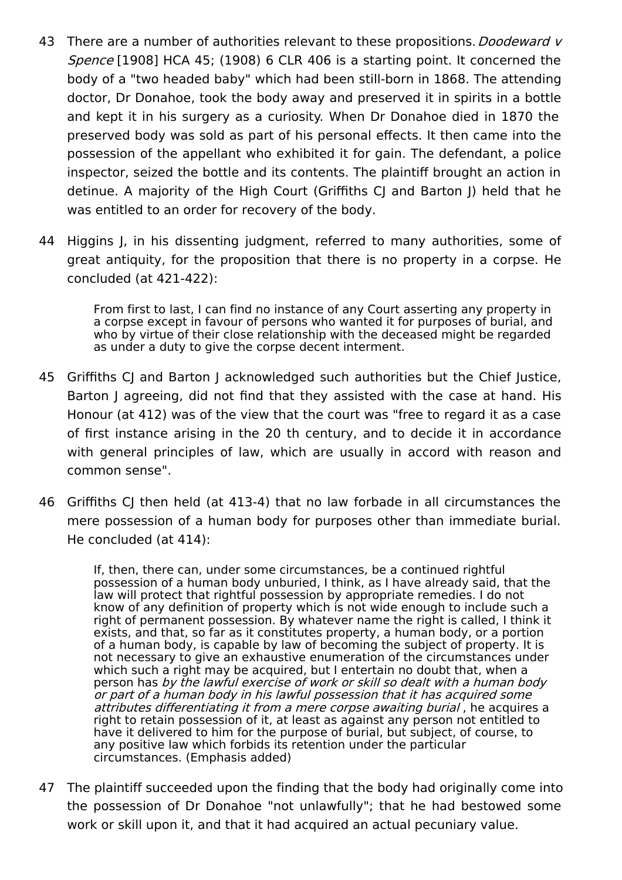43 There are a number of authorities relevant to these propositions. *Doodeward v Spence* [1908] HCA 45; (1908) 6 CLR 406 is a starting point. It concerned the body of a "two headed baby" which had been still-born in 1868. The attending doctor, Dr Donahoe, took the body away and preserved it in spirits in a bottle and kept it in his surgery as a curiosity. When Dr Donahoe died in 1870 the preserved body was sold as part of his personal effects. It then came into the possession of the appellant who exhibited it for gain. The defendant, a police inspector, seized the bottle and its contents. The plaintiff brought an action in detinue. A majority of the High Court (Griffiths CJ and Barton J) held that he was entitled to an order for recovery of the body.

44 Higgins J, in his dissenting judgment, referred to many authorities, some of great antiquity, for the proposition that there is no property in a corpse. He concluded (at 421-422):

> From first to last, I can find no instance of any Court asserting any property in a corpse except in favour of persons who wanted it for purposes of burial, and who by virtue of their close relationship with the deceased might be regarded as under a duty to give the corpse decent interment.

45 Griffiths CJ and Barton J acknowledged such authorities but the Chief Justice, Barton J agreeing, did not find that they assisted with the case at hand. His Honour (at 412) was of the view that the court was "free to regard it as a case of first instance arising in the 20 th century, and to decide it in accordance with general principles of law, which are usually in accord with reason and common sense".

46 Griffiths CJ then held (at 413-4) that no law forbade in all circumstances the mere possession of a human body for purposes other than immediate burial. He concluded (at 414):

> If, then, there can, under some circumstances, be a continued rightful possession of a human body unburied, I think, as I have already said, that the law will protect that rightful possession by appropriate remedies. I do not know of any definition of property which is not wide enough to include such a right of permanent possession. By whatever name the right is called, I think it exists, and that, so far as it constitutes property, a human body, or a portion of a human body, is capable by law of becoming the subject of property. It is not necessary to give an exhaustive enumeration of the circumstances under which such a right may be acquired, but I entertain no doubt that, when a person has *by the lawful exercise of work or skill so dealt with a human body or part of a human body in his lawful possession that it has acquired some attributes differentiating it from a mere corpse awaiting burial* , he acquires a right to retain possession of it, at least as against any person not entitled to have it delivered to him for the purpose of burial, but subject, of course, to any positive law which forbids its retention under the particular circumstances. (Emphasis added)

47 The plaintiff succeeded upon the finding that the body had originally come into the possession of Dr Donahoe "not unlawfully"; that he had bestowed some work or skill upon it, and that it had acquired an actual pecuniary value.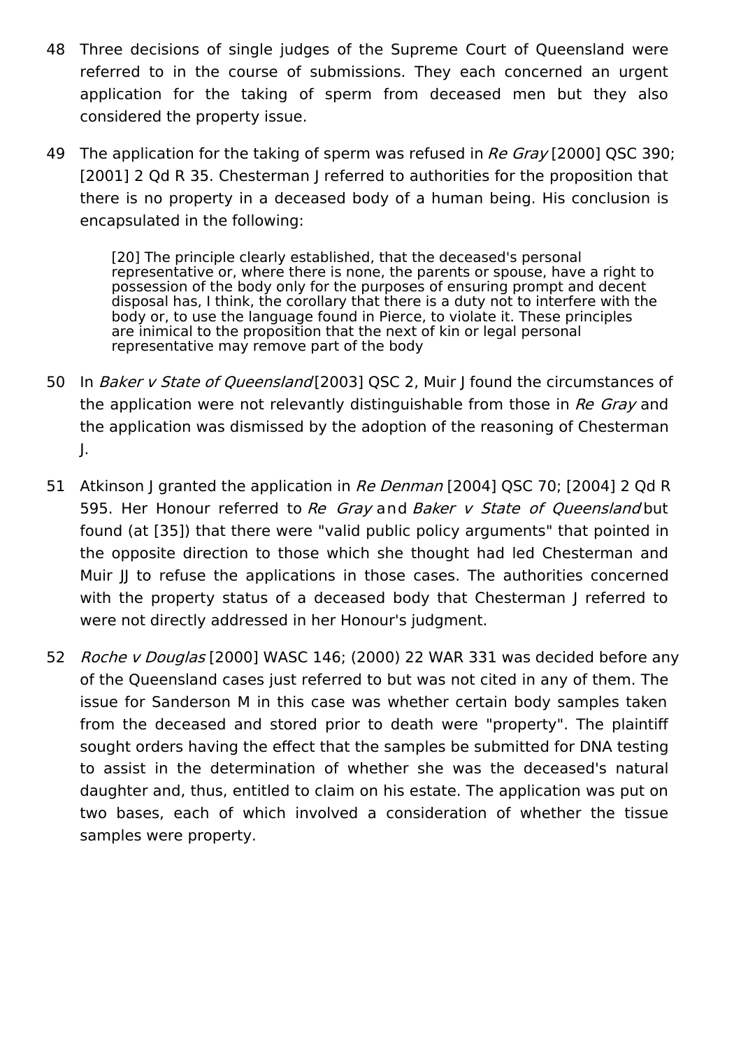48 Three decisions of single judges of the Supreme Court of Queensland were referred to in the course of submissions. They each concerned an urgent application for the taking of sperm from deceased men but they also considered the property issue.

49 The application for the taking of sperm was refused in *Re Gray* [2000] QSC 390; [2001] 2 Qd R 35. Chesterman J referred to authorities for the proposition that there is no property in a deceased body of a human being. His conclusion is encapsulated in the following:

> [20] The principle clearly established, that the deceased's personal representative or, where there is none, the parents or spouse, have a right to possession of the body only for the purposes of ensuring prompt and decent disposal has, I think, the corollary that there is a duty not to interfere with the body or, to use the language found in Pierce, to violate it. These principles are inimical to the proposition that the next of kin or legal personal representative may remove part of the body

50 In *Baker v State of Queensland* [2003] QSC 2, Muir J found the circumstances of the application were not relevantly distinguishable from those in *Re Gray* and the application was dismissed by the adoption of the reasoning of Chesterman J.

51 Atkinson J granted the application in *Re Denman* [2004] QSC 70; [2004] 2 Qd R 595. Her Honour referred to *Re Gray* and *Baker v State of Queensland* but found (at [35]) that there were "valid public policy arguments" that pointed in the opposite direction to those which she thought had led Chesterman and Muir JJ to refuse the applications in those cases. The authorities concerned with the property status of a deceased body that Chesterman J referred to were not directly addressed in her Honour's judgment.

52 *Roche v Douglas* [2000] WASC 146; (2000) 22 WAR 331 was decided before any of the Queensland cases just referred to but was not cited in any of them. The issue for Sanderson M in this case was whether certain body samples taken from the deceased and stored prior to death were "property". The plaintiff sought orders having the effect that the samples be submitted for DNA testing to assist in the determination of whether she was the deceased's natural daughter and, thus, entitled to claim on his estate. The application was put on two bases, each of which involved a consideration of whether the tissue samples were property.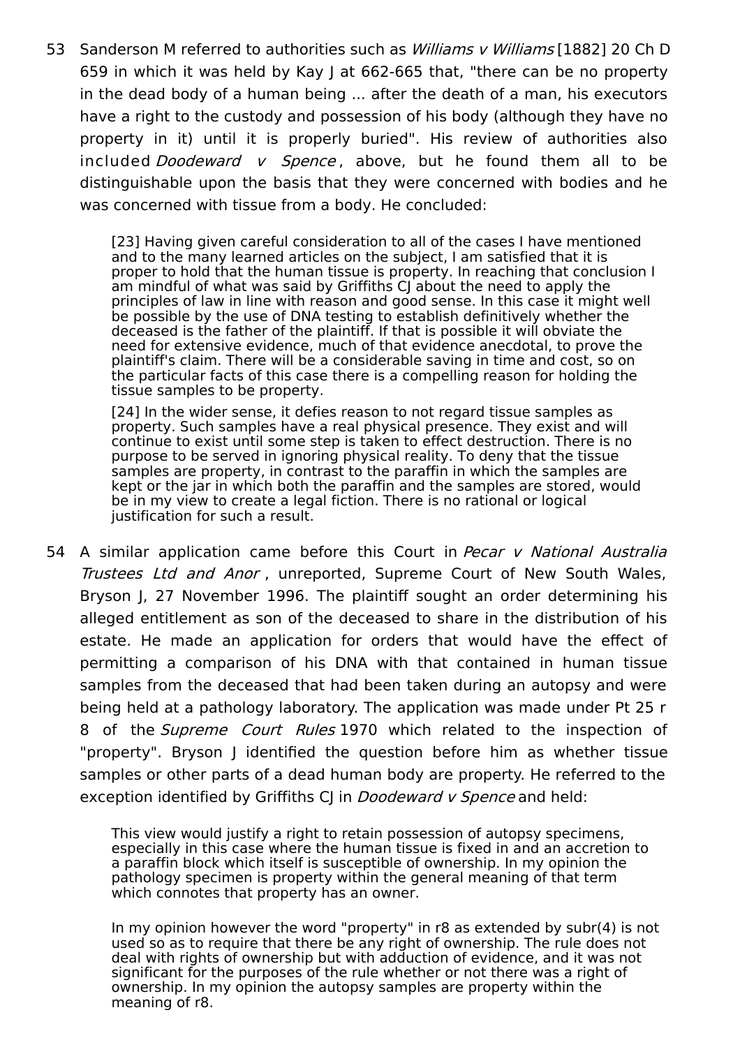53 Sanderson M referred to authorities such as *Williams v Williams* [1882] 20 Ch D 659 in which it was held by Kay J at 662-665 that, "there can be no property in the dead body of a human being ... after the death of a man, his executors have a right to the custody and possession of his body (although they have no property in it) until it is properly buried". His review of authorities also included *Doodeward v Spence*, above, but he found them all to be distinguishable upon the basis that they were concerned with bodies and he was concerned with tissue from a body. He concluded:

> [23] Having given careful consideration to all of the cases I have mentioned and to the many learned articles on the subject, I am satisfied that it is proper to hold that the human tissue is property. In reaching that conclusion I am mindful of what was said by Griffiths CJ about the need to apply the principles of law in line with reason and good sense. In this case it might well be possible by the use of DNA testing to establish definitively whether the deceased is the father of the plaintiff. If that is possible it will obviate the need for extensive evidence, much of that evidence anecdotal, to prove the plaintiff's claim. There will be a considerable saving in time and cost, so on the particular facts of this case there is a compelling reason for holding the tissue samples to be property.
>
> [24] In the wider sense, it defies reason to not regard tissue samples as property. Such samples have a real physical presence. They exist and will continue to exist until some step is taken to effect destruction. There is no purpose to be served in ignoring physical reality. To deny that the tissue samples are property, in contrast to the paraffin in which the samples are kept or the jar in which both the paraffin and the samples are stored, would be in my view to create a legal fiction. There is no rational or logical justification for such a result.

54 A similar application came before this Court in *Pecar v National Australia Trustees Ltd and Anor*, unreported, Supreme Court of New South Wales, Bryson J, 27 November 1996. The plaintiff sought an order determining his alleged entitlement as son of the deceased to share in the distribution of his estate. He made an application for orders that would have the effect of permitting a comparison of his DNA with that contained in human tissue samples from the deceased that had been taken during an autopsy and were being held at a pathology laboratory. The application was made under Pt 25 r 8 of the *Supreme Court Rules* 1970 which related to the inspection of "property". Bryson J identified the question before him as whether tissue samples or other parts of a dead human body are property. He referred to the exception identified by Griffiths CJ in *Doodeward v Spence* and held:

> This view would justify a right to retain possession of autopsy specimens, especially in this case where the human tissue is fixed in and an accretion to a paraffin block which itself is susceptible of ownership. In my opinion the pathology specimen is property within the general meaning of that term which connotes that property has an owner.
>
> In my opinion however the word "property" in r8 as extended by subr(4) is not used so as to require that there be any right of ownership. The rule does not deal with rights of ownership but with adduction of evidence, and it was not significant for the purposes of the rule whether or not there was a right of ownership. In my opinion the autopsy samples are property within the meaning of r8.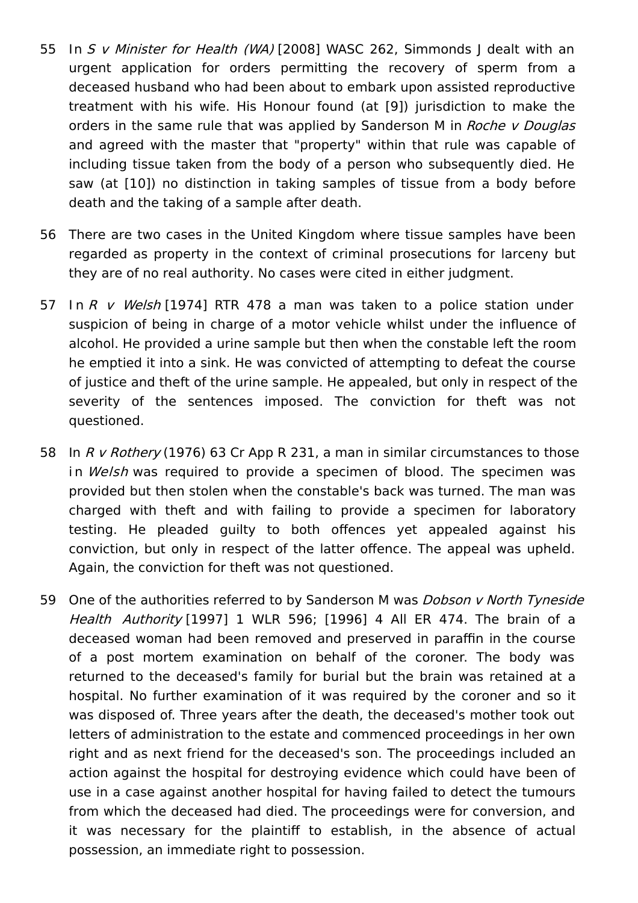55 In *S v Minister for Health (WA)* [2008] WASC 262, Simmonds J dealt with an urgent application for orders permitting the recovery of sperm from a deceased husband who had been about to embark upon assisted reproductive treatment with his wife. His Honour found (at [9]) jurisdiction to make the orders in the same rule that was applied by Sanderson M in *Roche v Douglas* and agreed with the master that "property" within that rule was capable of including tissue taken from the body of a person who subsequently died. He saw (at [10]) no distinction in taking samples of tissue from a body before death and the taking of a sample after death.

56 There are two cases in the United Kingdom where tissue samples have been regarded as property in the context of criminal prosecutions for larceny but they are of no real authority. No cases were cited in either judgment.

57 In *R v Welsh* [1974] RTR 478 a man was taken to a police station under suspicion of being in charge of a motor vehicle whilst under the influence of alcohol. He provided a urine sample but then when the constable left the room he emptied it into a sink. He was convicted of attempting to defeat the course of justice and theft of the urine sample. He appealed, but only in respect of the severity of the sentences imposed. The conviction for theft was not questioned.

58 In *R v Rothery* (1976) 63 Cr App R 231, a man in similar circumstances to those in *Welsh* was required to provide a specimen of blood. The specimen was provided but then stolen when the constable's back was turned. The man was charged with theft and with failing to provide a specimen for laboratory testing. He pleaded guilty to both offences yet appealed against his conviction, but only in respect of the latter offence. The appeal was upheld. Again, the conviction for theft was not questioned.

59 One of the authorities referred to by Sanderson M was *Dobson v North Tyneside Health Authority* [1997] 1 WLR 596; [1996] 4 All ER 474. The brain of a deceased woman had been removed and preserved in paraffin in the course of a post mortem examination on behalf of the coroner. The body was returned to the deceased's family for burial but the brain was retained at a hospital. No further examination of it was required by the coroner and so it was disposed of. Three years after the death, the deceased's mother took out letters of administration to the estate and commenced proceedings in her own right and as next friend for the deceased's son. The proceedings included an action against the hospital for destroying evidence which could have been of use in a case against another hospital for having failed to detect the tumours from which the deceased had died. The proceedings were for conversion, and it was necessary for the plaintiff to establish, in the absence of actual possession, an immediate right to possession.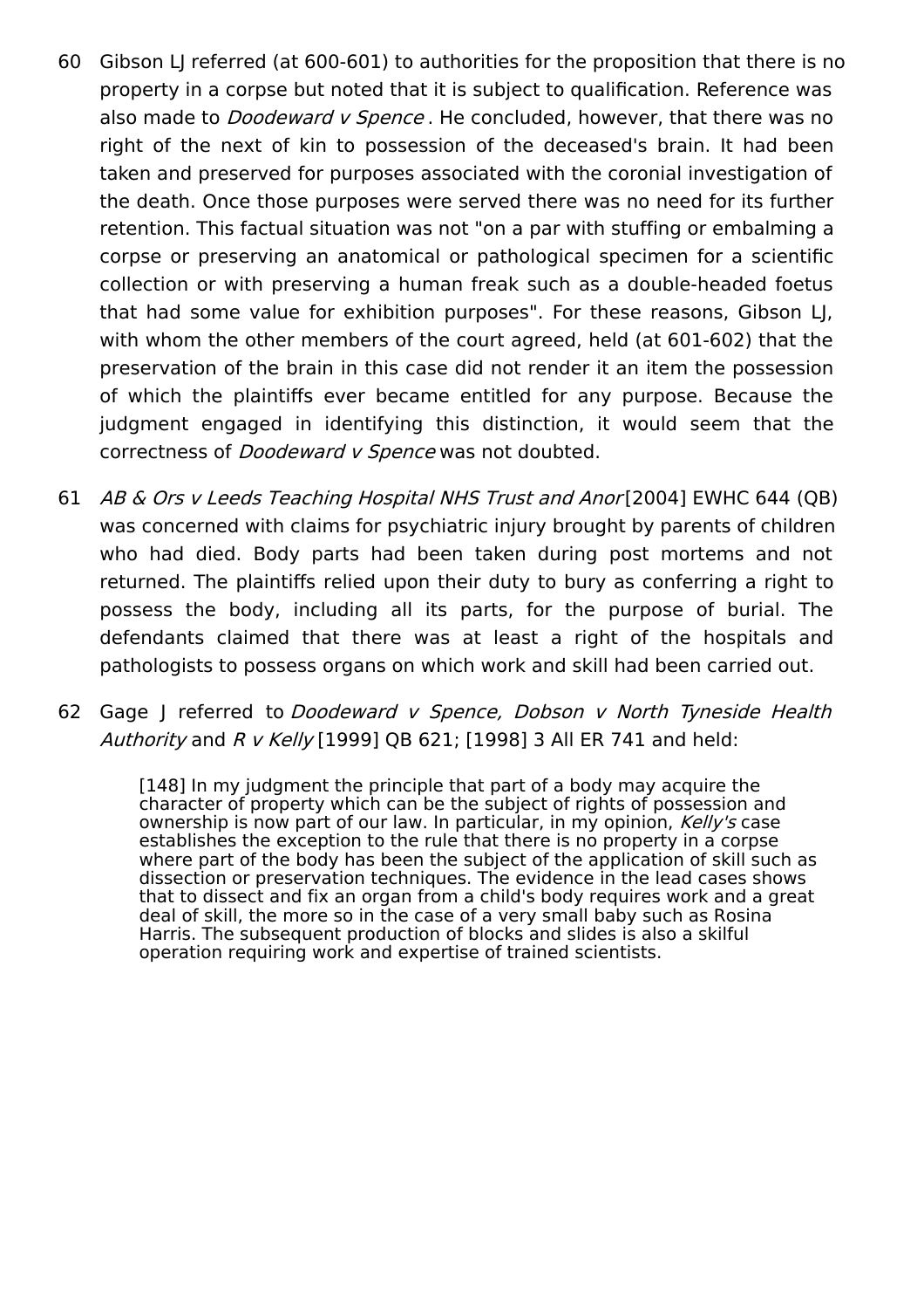60 Gibson LJ referred (at 600-601) to authorities for the proposition that there is no property in a corpse but noted that it is subject to qualification. Reference was also made to *Doodeward v Spence* . He concluded, however, that there was no right of the next of kin to possession of the deceased's brain. It had been taken and preserved for purposes associated with the coronial investigation of the death. Once those purposes were served there was no need for its further retention. This factual situation was not "on a par with stuffing or embalming a corpse or preserving an anatomical or pathological specimen for a scientific collection or with preserving a human freak such as a double-headed foetus that had some value for exhibition purposes". For these reasons, Gibson LJ, with whom the other members of the court agreed, held (at 601-602) that the preservation of the brain in this case did not render it an item the possession of which the plaintiffs ever became entitled for any purpose. Because the judgment engaged in identifying this distinction, it would seem that the correctness of *Doodeward v Spence* was not doubted.

61 *AB & Ors v Leeds Teaching Hospital NHS Trust and Anor* [2004] EWHC 644 (QB) was concerned with claims for psychiatric injury brought by parents of children who had died. Body parts had been taken during post mortems and not returned. The plaintiffs relied upon their duty to bury as conferring a right to possess the body, including all its parts, for the purpose of burial. The defendants claimed that there was at least a right of the hospitals and pathologists to possess organs on which work and skill had been carried out.

62 Gage J referred to *Doodeward v Spence, Dobson v North Tyneside Health Authority* and *R v Kelly* [1999] QB 621; [1998] 3 All ER 741 and held:

> [148] In my judgment the principle that part of a body may acquire the character of property which can be the subject of rights of possession and ownership is now part of our law. In particular, in my opinion, *Kelly's* case establishes the exception to the rule that there is no property in a corpse where part of the body has been the subject of the application of skill such as dissection or preservation techniques. The evidence in the lead cases shows that to dissect and fix an organ from a child's body requires work and a great deal of skill, the more so in the case of a very small baby such as Rosina Harris. The subsequent production of blocks and slides is also a skilful operation requiring work and expertise of trained scientists.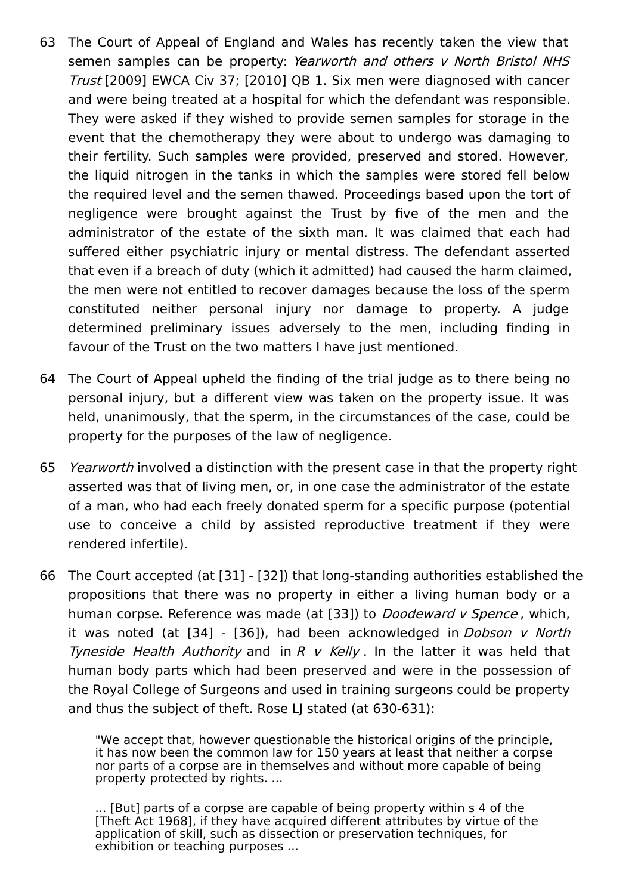63 The Court of Appeal of England and Wales has recently taken the view that semen samples can be property: *Yearworth and others v North Bristol NHS Trust* [2009] EWCA Civ 37; [2010] QB 1. Six men were diagnosed with cancer and were being treated at a hospital for which the defendant was responsible. They were asked if they wished to provide semen samples for storage in the event that the chemotherapy they were about to undergo was damaging to their fertility. Such samples were provided, preserved and stored. However, the liquid nitrogen in the tanks in which the samples were stored fell below the required level and the semen thawed. Proceedings based upon the tort of negligence were brought against the Trust by five of the men and the administrator of the estate of the sixth man. It was claimed that each had suffered either psychiatric injury or mental distress. The defendant asserted that even if a breach of duty (which it admitted) had caused the harm claimed, the men were not entitled to recover damages because the loss of the sperm constituted neither personal injury nor damage to property. A judge determined preliminary issues adversely to the men, including finding in favour of the Trust on the two matters I have just mentioned.

64 The Court of Appeal upheld the finding of the trial judge as to there being no personal injury, but a different view was taken on the property issue. It was held, unanimously, that the sperm, in the circumstances of the case, could be property for the purposes of the law of negligence.

65 *Yearworth* involved a distinction with the present case in that the property right asserted was that of living men, or, in one case the administrator of the estate of a man, who had each freely donated sperm for a specific purpose (potential use to conceive a child by assisted reproductive treatment if they were rendered infertile).

66 The Court accepted (at [31] - [32]) that long-standing authorities established the propositions that there was no property in either a living human body or a human corpse. Reference was made (at [33]) to *Doodeward v Spence* , which, it was noted (at [34] - [36]), had been acknowledged in *Dobson v North Tyneside Health Authority* and in *R v Kelly* . In the latter it was held that human body parts which had been preserved and were in the possession of the Royal College of Surgeons and used in training surgeons could be property and thus the subject of theft. Rose LJ stated (at 630-631):

> "We accept that, however questionable the historical origins of the principle, it has now been the common law for 150 years at least that neither a corpse nor parts of a corpse are in themselves and without more capable of being property protected by rights. ...
>
> ... [But] parts of a corpse are capable of being property within s 4 of the [Theft Act 1968], if they have acquired different attributes by virtue of the application of skill, such as dissection or preservation techniques, for exhibition or teaching purposes ...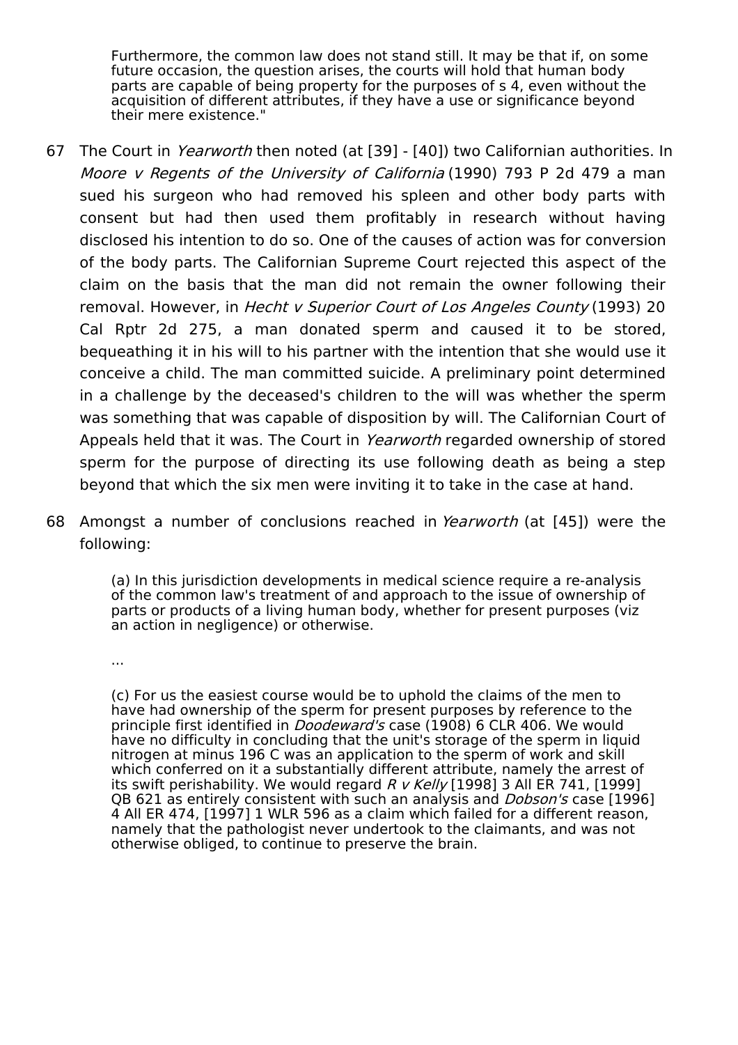> Furthermore, the common law does not stand still. It may be that if, on some future occasion, the question arises, the courts will hold that human body parts are capable of being property for the purposes of s 4, even without the acquisition of different attributes, if they have a use or significance beyond their mere existence."

67 The Court in *Yearworth* then noted (at [39] - [40]) two Californian authorities. In *Moore v Regents of the University of California* (1990) 793 P 2d 479 a man sued his surgeon who had removed his spleen and other body parts with consent but had then used them profitably in research without having disclosed his intention to do so. One of the causes of action was for conversion of the body parts. The Californian Supreme Court rejected this aspect of the claim on the basis that the man did not remain the owner following their removal. However, in *Hecht v Superior Court of Los Angeles County* (1993) 20 Cal Rptr 2d 275, a man donated sperm and caused it to be stored, bequeathing it in his will to his partner with the intention that she would use it conceive a child. The man committed suicide. A preliminary point determined in a challenge by the deceased's children to the will was whether the sperm was something that was capable of disposition by will. The Californian Court of Appeals held that it was. The Court in *Yearworth* regarded ownership of stored sperm for the purpose of directing its use following death as being a step beyond that which the six men were inviting it to take in the case at hand.

68 Amongst a number of conclusions reached in *Yearworth* (at [45]) were the following:

> (a) In this jurisdiction developments in medical science require a re-analysis of the common law's treatment of and approach to the issue of ownership of parts or products of a living human body, whether for present purposes (viz an action in negligence) or otherwise.
>
> ...
>
> (c) For us the easiest course would be to uphold the claims of the men to have had ownership of the sperm for present purposes by reference to the principle first identified in *Doodeward's* case (1908) 6 CLR 406. We would have no difficulty in concluding that the unit's storage of the sperm in liquid nitrogen at minus 196 C was an application to the sperm of work and skill which conferred on it a substantially different attribute, namely the arrest of its swift perishability. We would regard *R v Kelly* [1998] 3 All ER 741, [1999] QB 621 as entirely consistent with such an analysis and *Dobson's* case [1996] 4 All ER 474, [1997] 1 WLR 596 as a claim which failed for a different reason, namely that the pathologist never undertook to the claimants, and was not otherwise obliged, to continue to preserve the brain.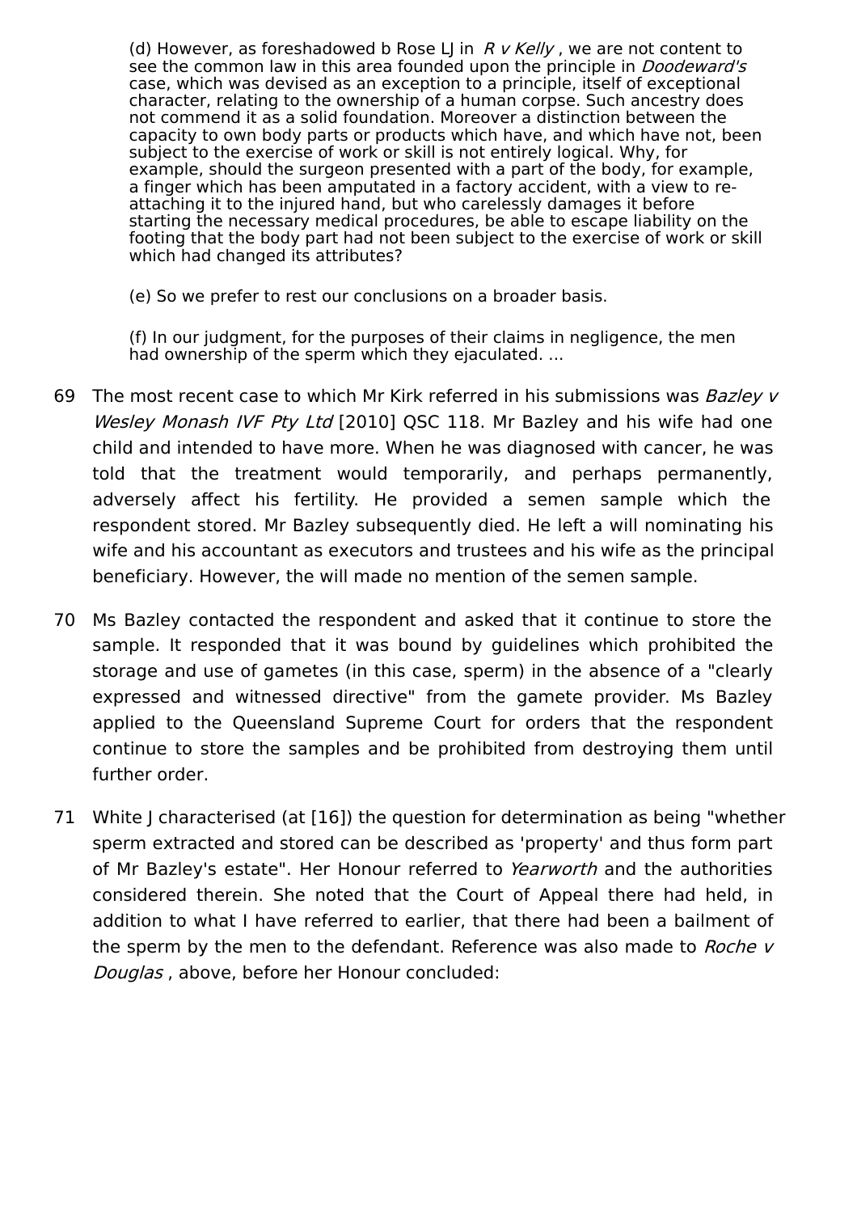> (d) However, as foreshadowed b Rose LJ in *R v Kelly* , we are not content to see the common law in this area founded upon the principle in *Doodeward's* case, which was devised as an exception to a principle, itself of exceptional character, relating to the ownership of a human corpse. Such ancestry does not commend it as a solid foundation. Moreover a distinction between the capacity to own body parts or products which have, and which have not, been subject to the exercise of work or skill is not entirely logical. Why, for example, should the surgeon presented with a part of the body, for example, a finger which has been amputated in a factory accident, with a view to re-attaching it to the injured hand, but who carelessly damages it before starting the necessary medical procedures, be able to escape liability on the footing that the body part had not been subject to the exercise of work or skill which had changed its attributes?
>
> (e) So we prefer to rest our conclusions on a broader basis.
>
> (f) In our judgment, for the purposes of their claims in negligence, the men had ownership of the sperm which they ejaculated. ...

69 The most recent case to which Mr Kirk referred in his submissions was *Bazley v Wesley Monash IVF Pty Ltd* [2010] QSC 118. Mr Bazley and his wife had one child and intended to have more. When he was diagnosed with cancer, he was told that the treatment would temporarily, and perhaps permanently, adversely affect his fertility. He provided a semen sample which the respondent stored. Mr Bazley subsequently died. He left a will nominating his wife and his accountant as executors and trustees and his wife as the principal beneficiary. However, the will made no mention of the semen sample.

70 Ms Bazley contacted the respondent and asked that it continue to store the sample. It responded that it was bound by guidelines which prohibited the storage and use of gametes (in this case, sperm) in the absence of a "clearly expressed and witnessed directive" from the gamete provider. Ms Bazley applied to the Queensland Supreme Court for orders that the respondent continue to store the samples and be prohibited from destroying them until further order.

71 White J characterised (at [16]) the question for determination as being "whether sperm extracted and stored can be described as 'property' and thus form part of Mr Bazley's estate". Her Honour referred to *Yearworth* and the authorities considered therein. She noted that the Court of Appeal there had held, in addition to what I have referred to earlier, that there had been a bailment of the sperm by the men to the defendant. Reference was also made to *Roche v Douglas* , above, before her Honour concluded: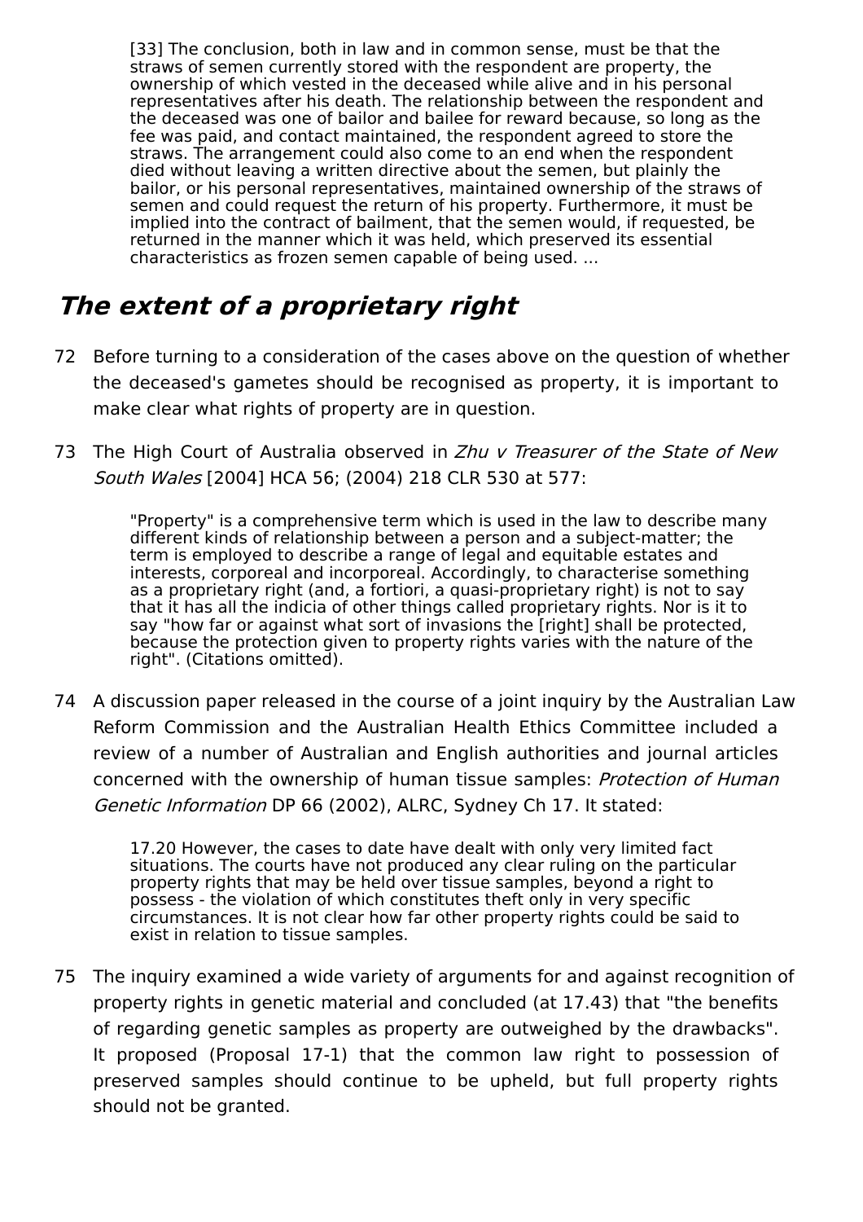> [33] The conclusion, both in law and in common sense, must be that the straws of semen currently stored with the respondent are property, the ownership of which vested in the deceased while alive and in his personal representatives after his death. The relationship between the respondent and the deceased was one of bailor and bailee for reward because, so long as the fee was paid, and contact maintained, the respondent agreed to store the straws. The arrangement could also come to an end when the respondent died without leaving a written directive about the semen, but plainly the bailor, or his personal representatives, maintained ownership of the straws of semen and could request the return of his property. Furthermore, it must be implied into the contract of bailment, that the semen would, if requested, be returned in the manner which it was held, which preserved its essential characteristics as frozen semen capable of being used. ...

## *The extent of a proprietary right*

72 Before turning to a consideration of the cases above on the question of whether the deceased's gametes should be recognised as property, it is important to make clear what rights of property are in question.

73 The High Court of Australia observed in *Zhu v Treasurer of the State of New South Wales* [2004] HCA 56; (2004) 218 CLR 530 at 577:

> "Property" is a comprehensive term which is used in the law to describe many different kinds of relationship between a person and a subject-matter; the term is employed to describe a range of legal and equitable estates and interests, corporeal and incorporeal. Accordingly, to characterise something as a proprietary right (and, a fortiori, a quasi-proprietary right) is not to say that it has all the indicia of other things called proprietary rights. Nor is it to say "how far or against what sort of invasions the [right] shall be protected, because the protection given to property rights varies with the nature of the right". (Citations omitted).

74 A discussion paper released in the course of a joint inquiry by the Australian Law Reform Commission and the Australian Health Ethics Committee included a review of a number of Australian and English authorities and journal articles concerned with the ownership of human tissue samples: *Protection of Human Genetic Information* DP 66 (2002), ALRC, Sydney Ch 17. It stated:

> 17.20 However, the cases to date have dealt with only very limited fact situations. The courts have not produced any clear ruling on the particular property rights that may be held over tissue samples, beyond a right to possess - the violation of which constitutes theft only in very specific circumstances. It is not clear how far other property rights could be said to exist in relation to tissue samples.

75 The inquiry examined a wide variety of arguments for and against recognition of property rights in genetic material and concluded (at 17.43) that "the benefits of regarding genetic samples as property are outweighed by the drawbacks". It proposed (Proposal 17-1) that the common law right to possession of preserved samples should continue to be upheld, but full property rights should not be granted.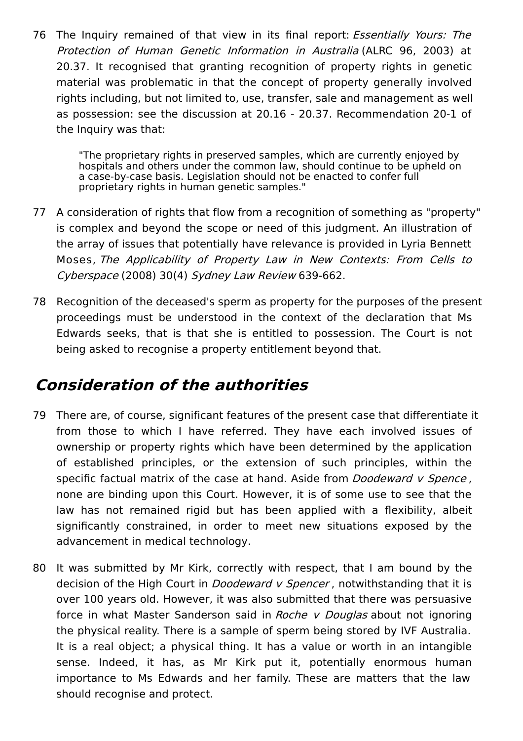76 The Inquiry remained of that view in its final report: *Essentially Yours: The Protection of Human Genetic Information in Australia* (ALRC 96, 2003) at 20.37. It recognised that granting recognition of property rights in genetic material was problematic in that the concept of property generally involved rights including, but not limited to, use, transfer, sale and management as well as possession: see the discussion at 20.16 - 20.37. Recommendation 20-1 of the Inquiry was that:

> "The proprietary rights in preserved samples, which are currently enjoyed by hospitals and others under the common law, should continue to be upheld on a case-by-case basis. Legislation should not be enacted to confer full proprietary rights in human genetic samples."

77 A consideration of rights that flow from a recognition of something as "property" is complex and beyond the scope or need of this judgment. An illustration of the array of issues that potentially have relevance is provided in Lyria Bennett Moses, *The Applicability of Property Law in New Contexts: From Cells to Cyberspace* (2008) 30(4) *Sydney Law Review* 639-662.

78 Recognition of the deceased's sperm as property for the purposes of the present proceedings must be understood in the context of the declaration that Ms Edwards seeks, that is that she is entitled to possession. The Court is not being asked to recognise a property entitlement beyond that.

## *Consideration of the authorities*

79 There are, of course, significant features of the present case that differentiate it from those to which I have referred. They have each involved issues of ownership or property rights which have been determined by the application of established principles, or the extension of such principles, within the specific factual matrix of the case at hand. Aside from *Doodeward v Spence*, none are binding upon this Court. However, it is of some use to see that the law has not remained rigid but has been applied with a flexibility, albeit significantly constrained, in order to meet new situations exposed by the advancement in medical technology.

80 It was submitted by Mr Kirk, correctly with respect, that I am bound by the decision of the High Court in *Doodeward v Spencer*, notwithstanding that it is over 100 years old. However, it was also submitted that there was persuasive force in what Master Sanderson said in *Roche v Douglas* about not ignoring the physical reality. There is a sample of sperm being stored by IVF Australia. It is a real object; a physical thing. It has a value or worth in an intangible sense. Indeed, it has, as Mr Kirk put it, potentially enormous human importance to Ms Edwards and her family. These are matters that the law should recognise and protect.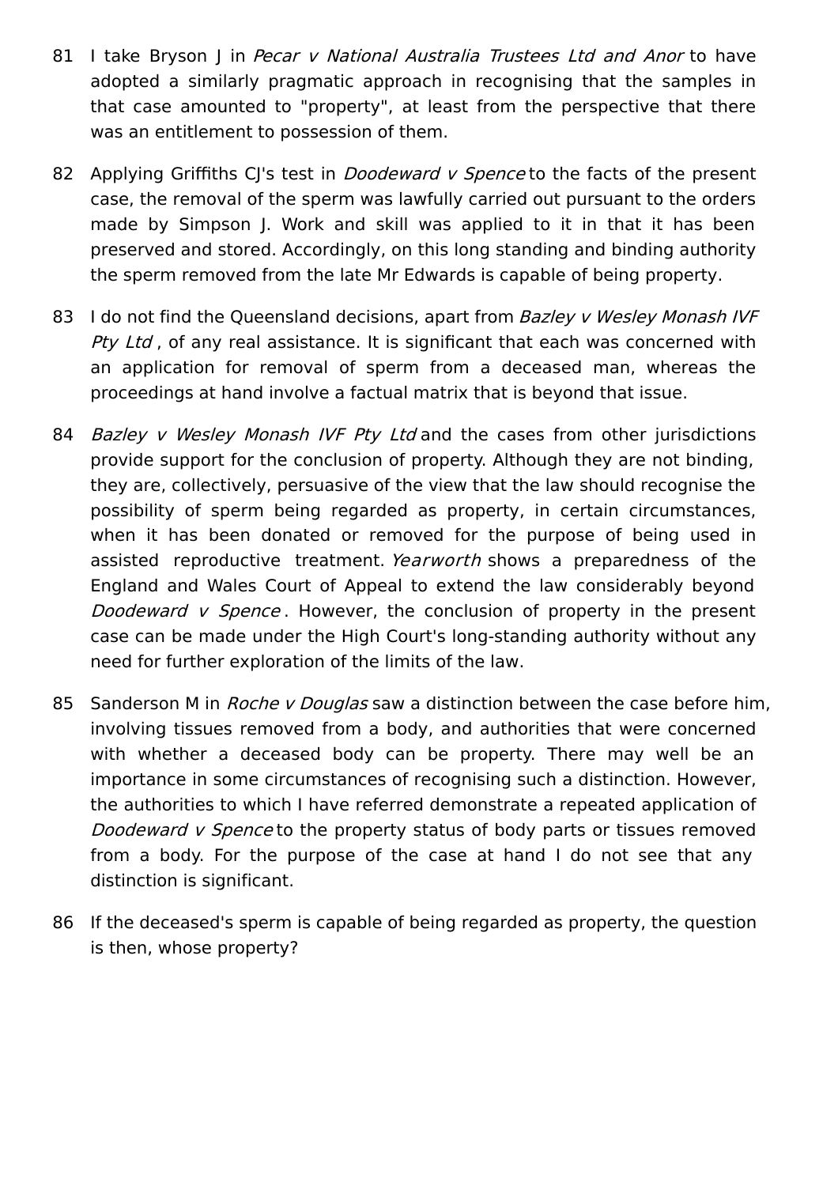81 I take Bryson J in *Pecar v National Australia Trustees Ltd and Anor* to have adopted a similarly pragmatic approach in recognising that the samples in that case amounted to "property", at least from the perspective that there was an entitlement to possession of them.

82 Applying Griffiths CJ's test in *Doodeward v Spence* to the facts of the present case, the removal of the sperm was lawfully carried out pursuant to the orders made by Simpson J. Work and skill was applied to it in that it has been preserved and stored. Accordingly, on this long standing and binding authority the sperm removed from the late Mr Edwards is capable of being property.

83 I do not find the Queensland decisions, apart from *Bazley v Wesley Monash IVF Pty Ltd* , of any real assistance. It is significant that each was concerned with an application for removal of sperm from a deceased man, whereas the proceedings at hand involve a factual matrix that is beyond that issue.

84 *Bazley v Wesley Monash IVF Pty Ltd* and the cases from other jurisdictions provide support for the conclusion of property. Although they are not binding, they are, collectively, persuasive of the view that the law should recognise the possibility of sperm being regarded as property, in certain circumstances, when it has been donated or removed for the purpose of being used in assisted reproductive treatment. *Yearworth* shows a preparedness of the England and Wales Court of Appeal to extend the law considerably beyond *Doodeward v Spence* . However, the conclusion of property in the present case can be made under the High Court's long-standing authority without any need for further exploration of the limits of the law.

85 Sanderson M in *Roche v Douglas* saw a distinction between the case before him, involving tissues removed from a body, and authorities that were concerned with whether a deceased body can be property. There may well be an importance in some circumstances of recognising such a distinction. However, the authorities to which I have referred demonstrate a repeated application of *Doodeward v Spence* to the property status of body parts or tissues removed from a body. For the purpose of the case at hand I do not see that any distinction is significant.

86 If the deceased's sperm is capable of being regarded as property, the question is then, whose property?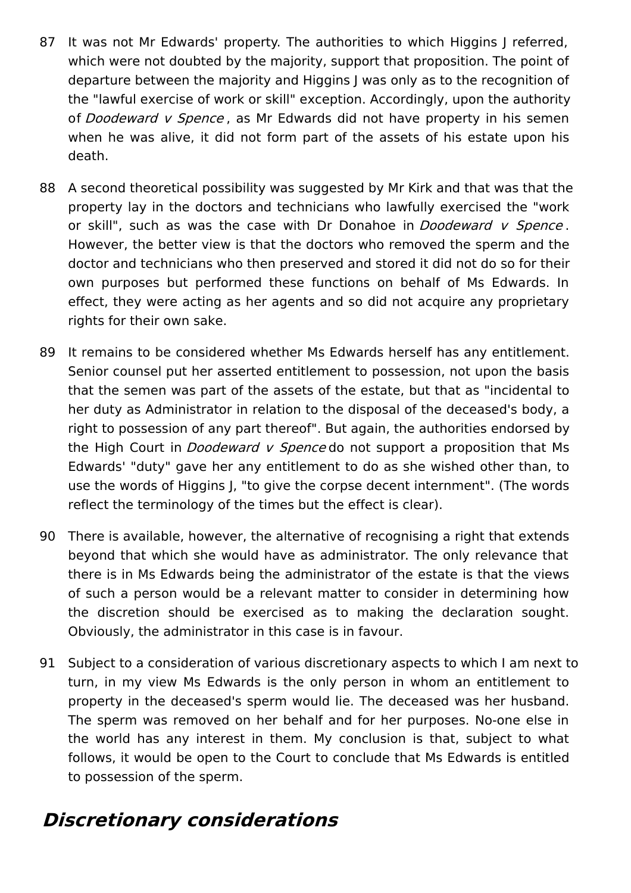87 It was not Mr Edwards' property. The authorities to which Higgins J referred, which were not doubted by the majority, support that proposition. The point of departure between the majority and Higgins J was only as to the recognition of the "lawful exercise of work or skill" exception. Accordingly, upon the authority of *Doodeward v Spence* , as Mr Edwards did not have property in his semen when he was alive, it did not form part of the assets of his estate upon his death.

88 A second theoretical possibility was suggested by Mr Kirk and that was that the property lay in the doctors and technicians who lawfully exercised the "work or skill", such as was the case with Dr Donahoe in *Doodeward v Spence* . However, the better view is that the doctors who removed the sperm and the doctor and technicians who then preserved and stored it did not do so for their own purposes but performed these functions on behalf of Ms Edwards. In effect, they were acting as her agents and so did not acquire any proprietary rights for their own sake.

89 It remains to be considered whether Ms Edwards herself has any entitlement. Senior counsel put her asserted entitlement to possession, not upon the basis that the semen was part of the assets of the estate, but that as "incidental to her duty as Administrator in relation to the disposal of the deceased's body, a right to possession of any part thereof". But again, the authorities endorsed by the High Court in *Doodeward v Spence* do not support a proposition that Ms Edwards' "duty" gave her any entitlement to do as she wished other than, to use the words of Higgins J, "to give the corpse decent internment". (The words reflect the terminology of the times but the effect is clear).

90 There is available, however, the alternative of recognising a right that extends beyond that which she would have as administrator. The only relevance that there is in Ms Edwards being the administrator of the estate is that the views of such a person would be a relevant matter to consider in determining how the discretion should be exercised as to making the declaration sought. Obviously, the administrator in this case is in favour.

91 Subject to a consideration of various discretionary aspects to which I am next to turn, in my view Ms Edwards is the only person in whom an entitlement to property in the deceased's sperm would lie. The deceased was her husband. The sperm was removed on her behalf and for her purposes. No-one else in the world has any interest in them. My conclusion is that, subject to what follows, it would be open to the Court to conclude that Ms Edwards is entitled to possession of the sperm.

## ***Discretionary considerations***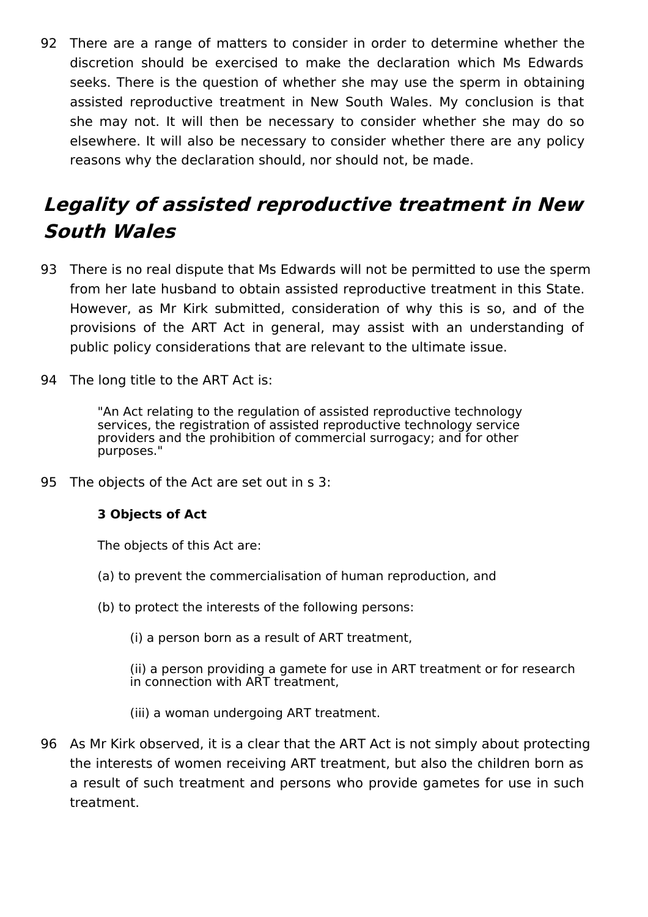92 There are a range of matters to consider in order to determine whether the discretion should be exercised to make the declaration which Ms Edwards seeks. There is the question of whether she may use the sperm in obtaining assisted reproductive treatment in New South Wales. My conclusion is that she may not. It will then be necessary to consider whether she may do so elsewhere. It will also be necessary to consider whether there are any policy reasons why the declaration should, nor should not, be made.

## *Legality of assisted reproductive treatment in New South Wales*

93 There is no real dispute that Ms Edwards will not be permitted to use the sperm from her late husband to obtain assisted reproductive treatment in this State. However, as Mr Kirk submitted, consideration of why this is so, and of the provisions of the ART Act in general, may assist with an understanding of public policy considerations that are relevant to the ultimate issue.

94 The long title to the ART Act is:

> "An Act relating to the regulation of assisted reproductive technology services, the registration of assisted reproductive technology service providers and the prohibition of commercial surrogacy; and for other purposes."

95 The objects of the Act are set out in s 3:

> **3 Objects of Act**
>
> The objects of this Act are:
>
> (a) to prevent the commercialisation of human reproduction, and
>
> (b) to protect the interests of the following persons:
>
> > (i) a person born as a result of ART treatment,
> >
> > (ii) a person providing a gamete for use in ART treatment or for research in connection with ART treatment,
> >
> > (iii) a woman undergoing ART treatment.

96 As Mr Kirk observed, it is a clear that the ART Act is not simply about protecting the interests of women receiving ART treatment, but also the children born as a result of such treatment and persons who provide gametes for use in such treatment.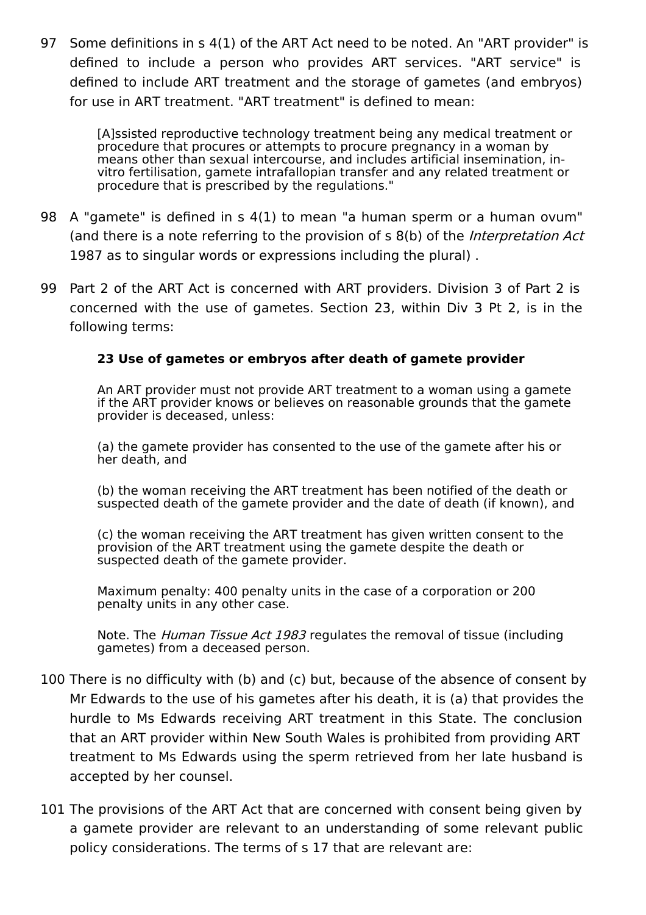97 Some definitions in s 4(1) of the ART Act need to be noted. An "ART provider" is defined to include a person who provides ART services. "ART service" is defined to include ART treatment and the storage of gametes (and embryos) for use in ART treatment. "ART treatment" is defined to mean:

> [A]ssisted reproductive technology treatment being any medical treatment or procedure that procures or attempts to procure pregnancy in a woman by means other than sexual intercourse, and includes artificial insemination, in-vitro fertilisation, gamete intrafallopian transfer and any related treatment or procedure that is prescribed by the regulations."

98 A "gamete" is defined in s 4(1) to mean "a human sperm or a human ovum" (and there is a note referring to the provision of s 8(b) of the *Interpretation Act* 1987 as to singular words or expressions including the plural) .

99 Part 2 of the ART Act is concerned with ART providers. Division 3 of Part 2 is concerned with the use of gametes. Section 23, within Div 3 Pt 2, is in the following terms:

> **23 Use of gametes or embryos after death of gamete provider**
>
> An ART provider must not provide ART treatment to a woman using a gamete if the ART provider knows or believes on reasonable grounds that the gamete provider is deceased, unless:
>
> (a) the gamete provider has consented to the use of the gamete after his or her death, and
>
> (b) the woman receiving the ART treatment has been notified of the death or suspected death of the gamete provider and the date of death (if known), and
>
> (c) the woman receiving the ART treatment has given written consent to the provision of the ART treatment using the gamete despite the death or suspected death of the gamete provider.
>
> Maximum penalty: 400 penalty units in the case of a corporation or 200 penalty units in any other case.
>
> Note. The *Human Tissue Act 1983* regulates the removal of tissue (including gametes) from a deceased person.

100 There is no difficulty with (b) and (c) but, because of the absence of consent by Mr Edwards to the use of his gametes after his death, it is (a) that provides the hurdle to Ms Edwards receiving ART treatment in this State. The conclusion that an ART provider within New South Wales is prohibited from providing ART treatment to Ms Edwards using the sperm retrieved from her late husband is accepted by her counsel.

101 The provisions of the ART Act that are concerned with consent being given by a gamete provider are relevant to an understanding of some relevant public policy considerations. The terms of s 17 that are relevant are: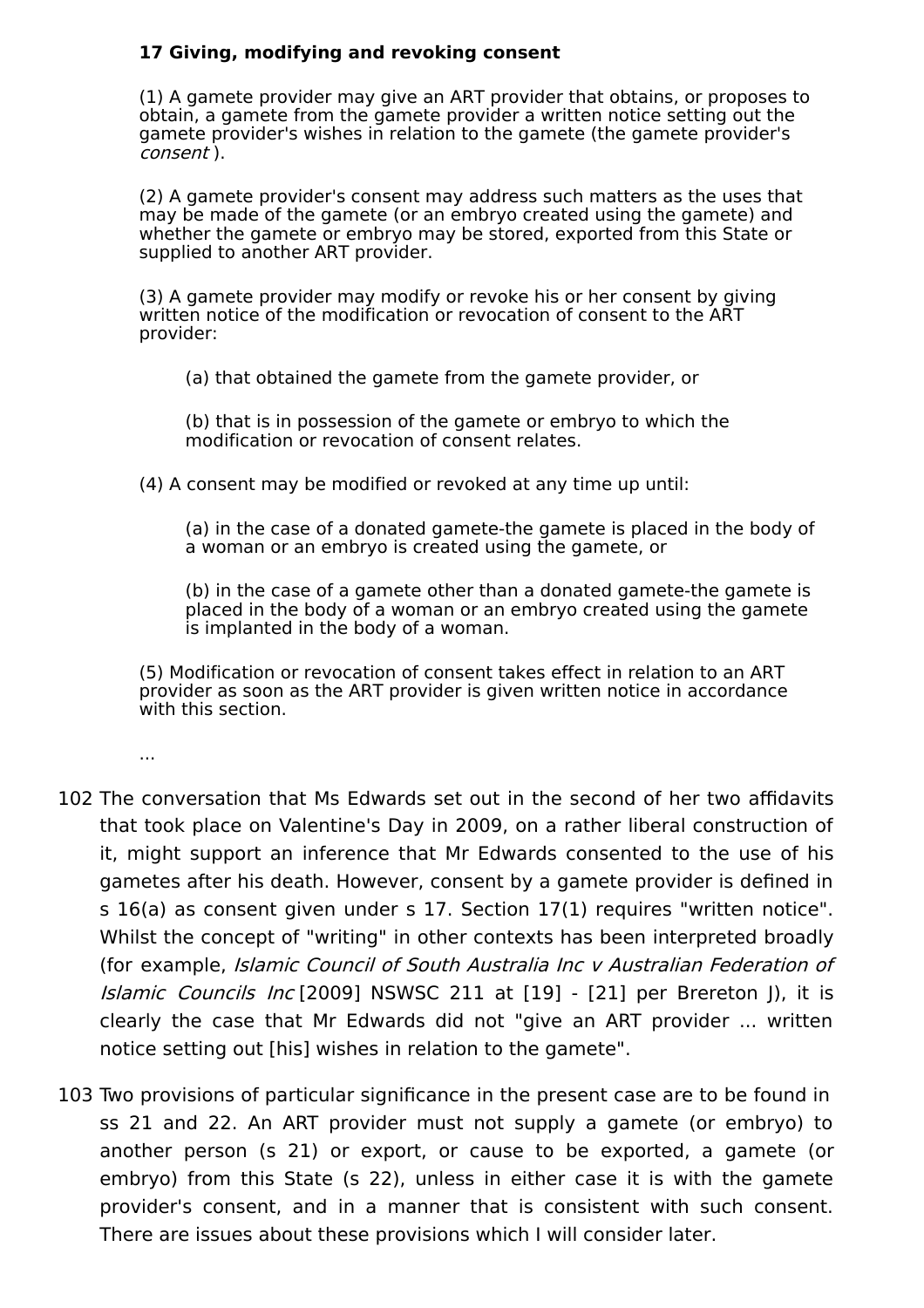**17 Giving, modifying and revoking consent**

(1) A gamete provider may give an ART provider that obtains, or proposes to obtain, a gamete from the gamete provider a written notice setting out the gamete provider's wishes in relation to the gamete (the gamete provider's *consent* ).

(2) A gamete provider's consent may address such matters as the uses that may be made of the gamete (or an embryo created using the gamete) and whether the gamete or embryo may be stored, exported from this State or supplied to another ART provider.

(3) A gamete provider may modify or revoke his or her consent by giving written notice of the modification or revocation of consent to the ART provider:

> (a) that obtained the gamete from the gamete provider, or
>
> (b) that is in possession of the gamete or embryo to which the modification or revocation of consent relates.

(4) A consent may be modified or revoked at any time up until:

> (a) in the case of a donated gamete-the gamete is placed in the body of a woman or an embryo is created using the gamete, or
>
> (b) in the case of a gamete other than a donated gamete-the gamete is placed in the body of a woman or an embryo created using the gamete is implanted in the body of a woman.

(5) Modification or revocation of consent takes effect in relation to an ART provider as soon as the ART provider is given written notice in accordance with this section.

...

102 The conversation that Ms Edwards set out in the second of her two affidavits that took place on Valentine's Day in 2009, on a rather liberal construction of it, might support an inference that Mr Edwards consented to the use of his gametes after his death. However, consent by a gamete provider is defined in s 16(a) as consent given under s 17. Section 17(1) requires "written notice". Whilst the concept of "writing" in other contexts has been interpreted broadly (for example, *Islamic Council of South Australia Inc v Australian Federation of Islamic Councils Inc* [2009] NSWSC 211 at [19] - [21] per Brereton J), it is clearly the case that Mr Edwards did not "give an ART provider ... written notice setting out [his] wishes in relation to the gamete".

103 Two provisions of particular significance in the present case are to be found in ss 21 and 22. An ART provider must not supply a gamete (or embryo) to another person (s 21) or export, or cause to be exported, a gamete (or embryo) from this State (s 22), unless in either case it is with the gamete provider's consent, and in a manner that is consistent with such consent. There are issues about these provisions which I will consider later.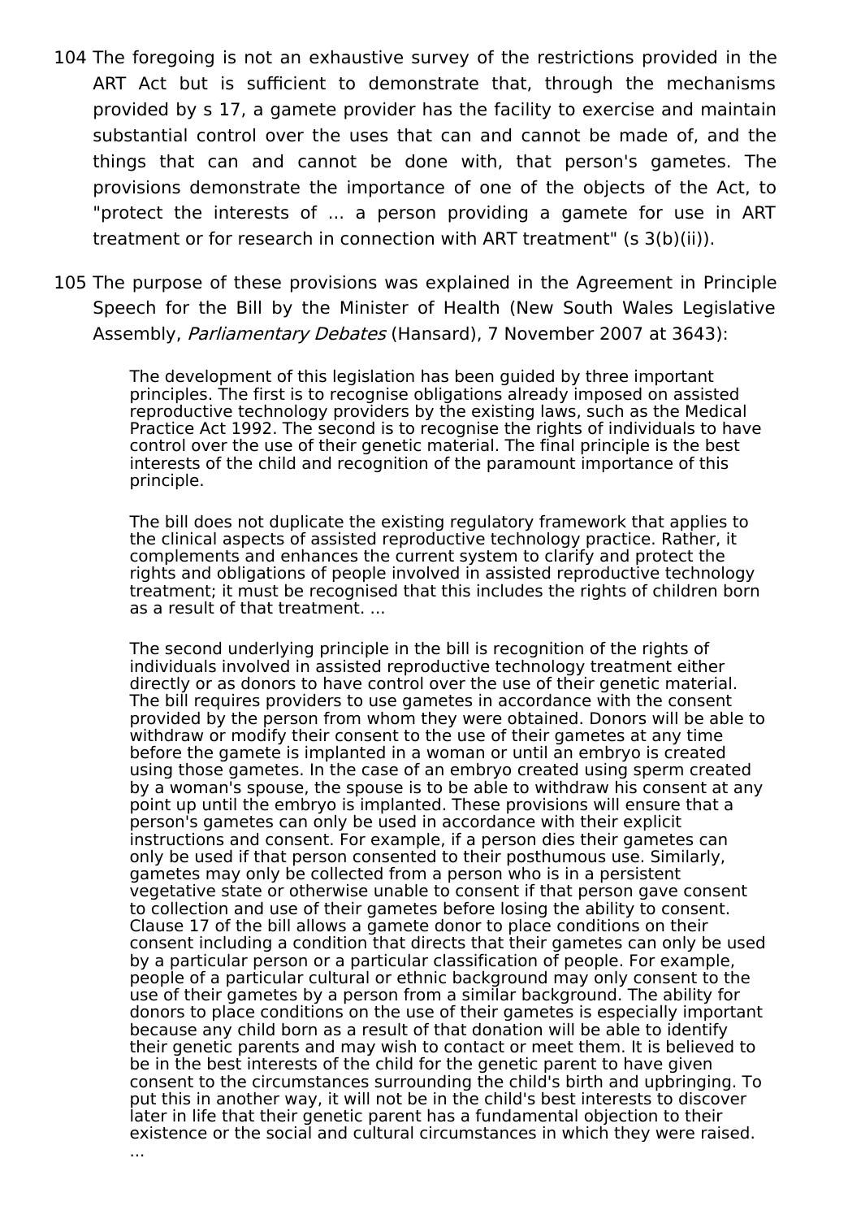104 The foregoing is not an exhaustive survey of the restrictions provided in the ART Act but is sufficient to demonstrate that, through the mechanisms provided by s 17, a gamete provider has the facility to exercise and maintain substantial control over the uses that can and cannot be made of, and the things that can and cannot be done with, that person's gametes. The provisions demonstrate the importance of one of the objects of the Act, to "protect the interests of ... a person providing a gamete for use in ART treatment or for research in connection with ART treatment" (s 3(b)(ii)).

105 The purpose of these provisions was explained in the Agreement in Principle Speech for the Bill by the Minister of Health (New South Wales Legislative Assembly, *Parliamentary Debates* (Hansard), 7 November 2007 at 3643):

> The development of this legislation has been guided by three important principles. The first is to recognise obligations already imposed on assisted reproductive technology providers by the existing laws, such as the Medical Practice Act 1992. The second is to recognise the rights of individuals to have control over the use of their genetic material. The final principle is the best interests of the child and recognition of the paramount importance of this principle.
>
> The bill does not duplicate the existing regulatory framework that applies to the clinical aspects of assisted reproductive technology practice. Rather, it complements and enhances the current system to clarify and protect the rights and obligations of people involved in assisted reproductive technology treatment; it must be recognised that this includes the rights of children born as a result of that treatment. ...
>
> The second underlying principle in the bill is recognition of the rights of individuals involved in assisted reproductive technology treatment either directly or as donors to have control over the use of their genetic material. The bill requires providers to use gametes in accordance with the consent provided by the person from whom they were obtained. Donors will be able to withdraw or modify their consent to the use of their gametes at any time before the gamete is implanted in a woman or until an embryo is created using those gametes. In the case of an embryo created using sperm created by a woman's spouse, the spouse is to be able to withdraw his consent at any point up until the embryo is implanted. These provisions will ensure that a person's gametes can only be used in accordance with their explicit instructions and consent. For example, if a person dies their gametes can only be used if that person consented to their posthumous use. Similarly, gametes may only be collected from a person who is in a persistent vegetative state or otherwise unable to consent if that person gave consent to collection and use of their gametes before losing the ability to consent. Clause 17 of the bill allows a gamete donor to place conditions on their consent including a condition that directs that their gametes can only be used by a particular person or a particular classification of people. For example, people of a particular cultural or ethnic background may only consent to the use of their gametes by a person from a similar background. The ability for donors to place conditions on the use of their gametes is especially important because any child born as a result of that donation will be able to identify their genetic parents and may wish to contact or meet them. It is believed to be in the best interests of the child for the genetic parent to have given consent to the circumstances surrounding the child's birth and upbringing. To put this in another way, it will not be in the child's best interests to discover later in life that their genetic parent has a fundamental objection to their existence or the social and cultural circumstances in which they were raised. ...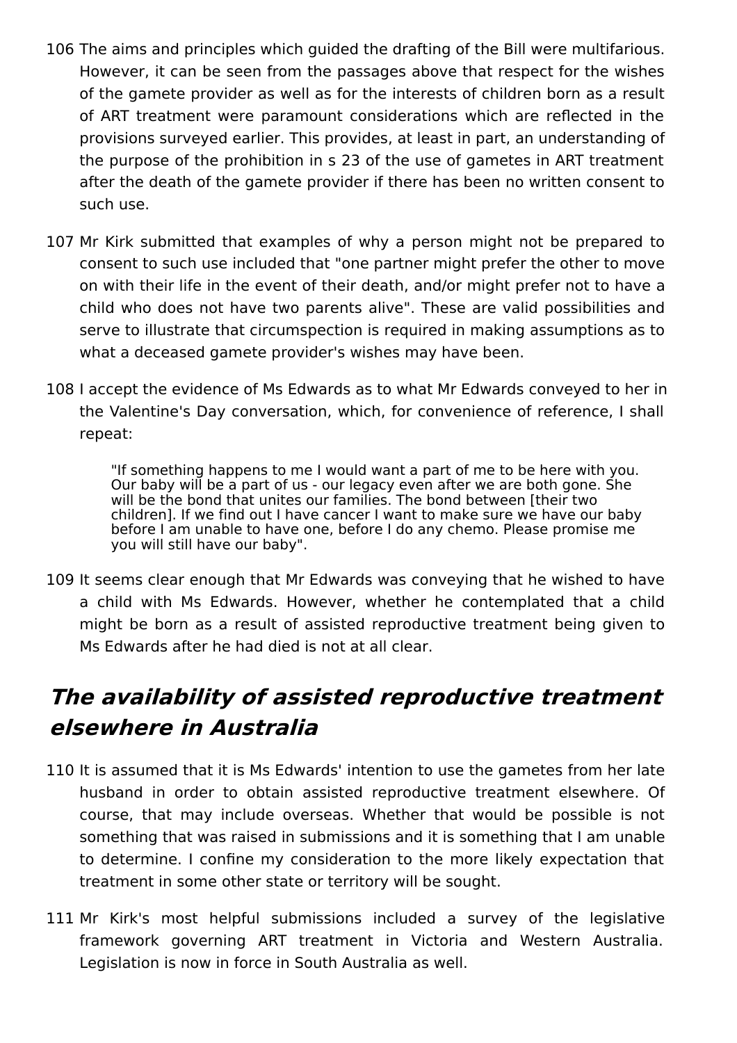106 The aims and principles which guided the drafting of the Bill were multifarious. However, it can be seen from the passages above that respect for the wishes of the gamete provider as well as for the interests of children born as a result of ART treatment were paramount considerations which are reflected in the provisions surveyed earlier. This provides, at least in part, an understanding of the purpose of the prohibition in s 23 of the use of gametes in ART treatment after the death of the gamete provider if there has been no written consent to such use.

107 Mr Kirk submitted that examples of why a person might not be prepared to consent to such use included that "one partner might prefer the other to move on with their life in the event of their death, and/or might prefer not to have a child who does not have two parents alive". These are valid possibilities and serve to illustrate that circumspection is required in making assumptions as to what a deceased gamete provider's wishes may have been.

108 I accept the evidence of Ms Edwards as to what Mr Edwards conveyed to her in the Valentine's Day conversation, which, for convenience of reference, I shall repeat:

> "If something happens to me I would want a part of me to be here with you. Our baby will be a part of us - our legacy even after we are both gone. She will be the bond that unites our families. The bond between [their two children]. If we find out I have cancer I want to make sure we have our baby before I am unable to have one, before I do any chemo. Please promise me you will still have our baby".

109 It seems clear enough that Mr Edwards was conveying that he wished to have a child with Ms Edwards. However, whether he contemplated that a child might be born as a result of assisted reproductive treatment being given to Ms Edwards after he had died is not at all clear.

## *The availability of assisted reproductive treatment elsewhere in Australia*

110 It is assumed that it is Ms Edwards' intention to use the gametes from her late husband in order to obtain assisted reproductive treatment elsewhere. Of course, that may include overseas. Whether that would be possible is not something that was raised in submissions and it is something that I am unable to determine. I confine my consideration to the more likely expectation that treatment in some other state or territory will be sought.

111 Mr Kirk's most helpful submissions included a survey of the legislative framework governing ART treatment in Victoria and Western Australia. Legislation is now in force in South Australia as well.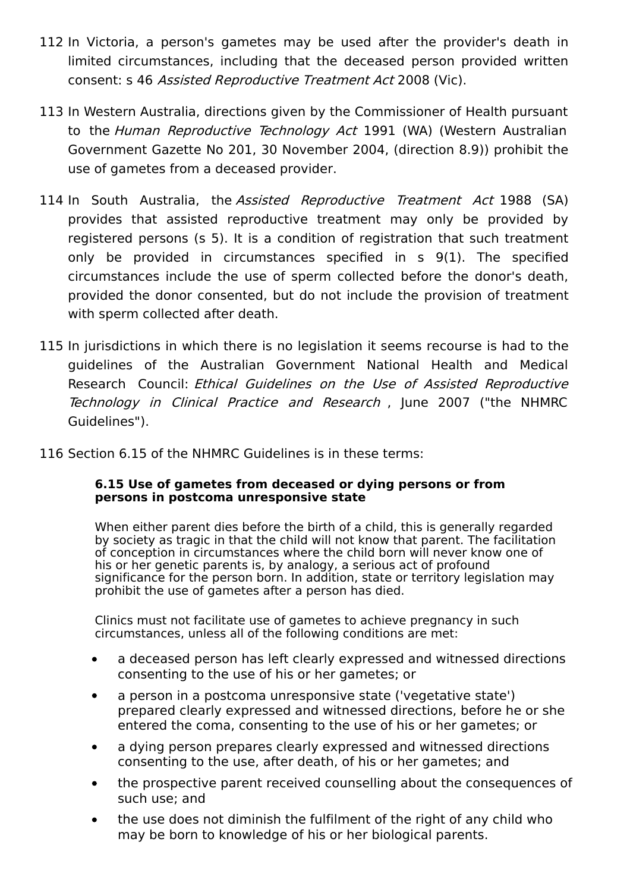112 In Victoria, a person's gametes may be used after the provider's death in limited circumstances, including that the deceased person provided written consent: s 46 *Assisted Reproductive Treatment Act* 2008 (Vic).

113 In Western Australia, directions given by the Commissioner of Health pursuant to the *Human Reproductive Technology Act* 1991 (WA) (Western Australian Government Gazette No 201, 30 November 2004, (direction 8.9)) prohibit the use of gametes from a deceased provider.

114 In South Australia, the *Assisted Reproductive Treatment Act* 1988 (SA) provides that assisted reproductive treatment may only be provided by registered persons (s 5). It is a condition of registration that such treatment only be provided in circumstances specified in s 9(1). The specified circumstances include the use of sperm collected before the donor's death, provided the donor consented, but do not include the provision of treatment with sperm collected after death.

115 In jurisdictions in which there is no legislation it seems recourse is had to the guidelines of the Australian Government National Health and Medical Research Council: *Ethical Guidelines on the Use of Assisted Reproductive Technology in Clinical Practice and Research* , June 2007 ("the NHMRC Guidelines").

116 Section 6.15 of the NHMRC Guidelines is in these terms:

> **6.15 Use of gametes from deceased or dying persons or from persons in postcoma unresponsive state**
>
> When either parent dies before the birth of a child, this is generally regarded by society as tragic in that the child will not know that parent. The facilitation of conception in circumstances where the child born will never know one of his or her genetic parents is, by analogy, a serious act of profound significance for the person born. In addition, state or territory legislation may prohibit the use of gametes after a person has died.
>
> Clinics must not facilitate use of gametes to achieve pregnancy in such circumstances, unless all of the following conditions are met:
>
> - a deceased person has left clearly expressed and witnessed directions consenting to the use of his or her gametes; or
> - a person in a postcoma unresponsive state ('vegetative state') prepared clearly expressed and witnessed directions, before he or she entered the coma, consenting to the use of his or her gametes; or
> - a dying person prepares clearly expressed and witnessed directions consenting to the use, after death, of his or her gametes; and
> - the prospective parent received counselling about the consequences of such use; and
> - the use does not diminish the fulfilment of the right of any child who may be born to knowledge of his or her biological parents.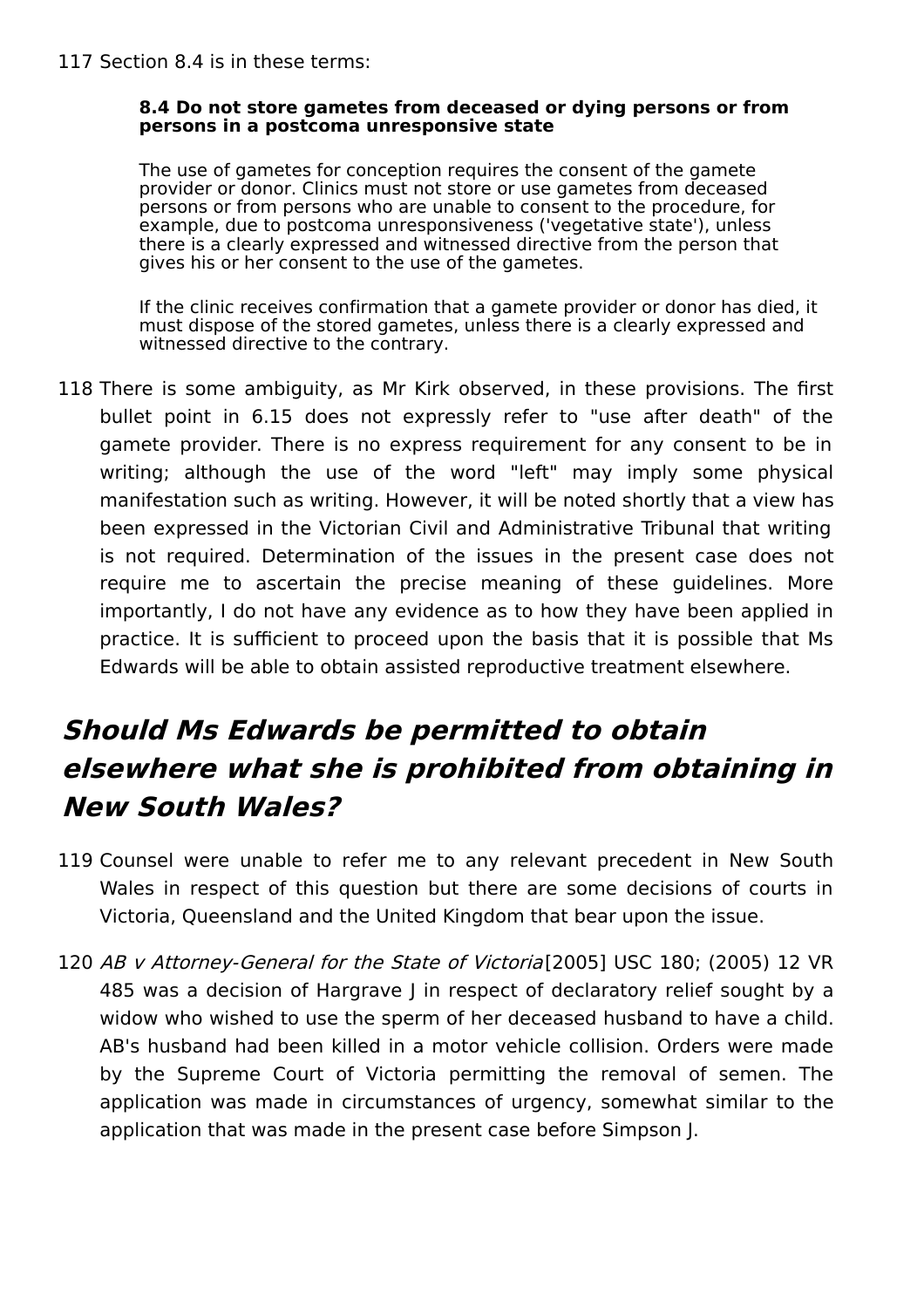117 Section 8.4 is in these terms:

> **8.4 Do not store gametes from deceased or dying persons or from persons in a postcoma unresponsive state**
>
> The use of gametes for conception requires the consent of the gamete provider or donor. Clinics must not store or use gametes from deceased persons or from persons who are unable to consent to the procedure, for example, due to postcoma unresponsiveness ('vegetative state'), unless there is a clearly expressed and witnessed directive from the person that gives his or her consent to the use of the gametes.
>
> If the clinic receives confirmation that a gamete provider or donor has died, it must dispose of the stored gametes, unless there is a clearly expressed and witnessed directive to the contrary.

118 There is some ambiguity, as Mr Kirk observed, in these provisions. The first bullet point in 6.15 does not expressly refer to "use after death" of the gamete provider. There is no express requirement for any consent to be in writing; although the use of the word "left" may imply some physical manifestation such as writing. However, it will be noted shortly that a view has been expressed in the Victorian Civil and Administrative Tribunal that writing is not required. Determination of the issues in the present case does not require me to ascertain the precise meaning of these guidelines. More importantly, I do not have any evidence as to how they have been applied in practice. It is sufficient to proceed upon the basis that it is possible that Ms Edwards will be able to obtain assisted reproductive treatment elsewhere.

## *Should Ms Edwards be permitted to obtain elsewhere what she is prohibited from obtaining in New South Wales?*

119 Counsel were unable to refer me to any relevant precedent in New South Wales in respect of this question but there are some decisions of courts in Victoria, Queensland and the United Kingdom that bear upon the issue.

120 *AB v Attorney-General for the State of Victoria*[2005] USC 180; (2005) 12 VR 485 was a decision of Hargrave J in respect of declaratory relief sought by a widow who wished to use the sperm of her deceased husband to have a child. AB's husband had been killed in a motor vehicle collision. Orders were made by the Supreme Court of Victoria permitting the removal of semen. The application was made in circumstances of urgency, somewhat similar to the application that was made in the present case before Simpson J.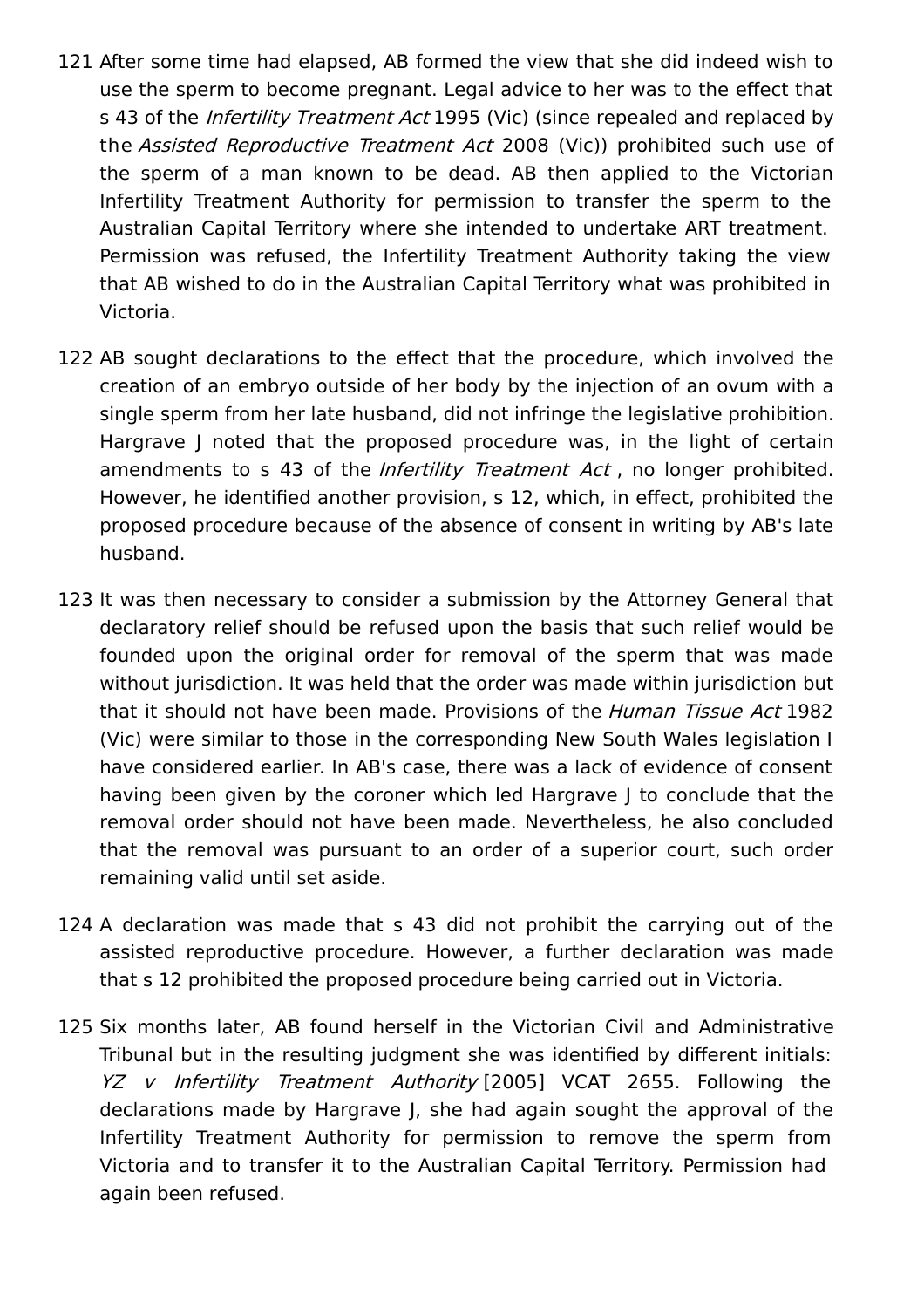121 After some time had elapsed, AB formed the view that she did indeed wish to use the sperm to become pregnant. Legal advice to her was to the effect that s 43 of the *Infertility Treatment Act* 1995 (Vic) (since repealed and replaced by the *Assisted Reproductive Treatment Act* 2008 (Vic)) prohibited such use of the sperm of a man known to be dead. AB then applied to the Victorian Infertility Treatment Authority for permission to transfer the sperm to the Australian Capital Territory where she intended to undertake ART treatment. Permission was refused, the Infertility Treatment Authority taking the view that AB wished to do in the Australian Capital Territory what was prohibited in Victoria.

122 AB sought declarations to the effect that the procedure, which involved the creation of an embryo outside of her body by the injection of an ovum with a single sperm from her late husband, did not infringe the legislative prohibition. Hargrave J noted that the proposed procedure was, in the light of certain amendments to s 43 of the *Infertility Treatment Act* , no longer prohibited. However, he identified another provision, s 12, which, in effect, prohibited the proposed procedure because of the absence of consent in writing by AB's late husband.

123 It was then necessary to consider a submission by the Attorney General that declaratory relief should be refused upon the basis that such relief would be founded upon the original order for removal of the sperm that was made without jurisdiction. It was held that the order was made within jurisdiction but that it should not have been made. Provisions of the *Human Tissue Act* 1982 (Vic) were similar to those in the corresponding New South Wales legislation I have considered earlier. In AB's case, there was a lack of evidence of consent having been given by the coroner which led Hargrave J to conclude that the removal order should not have been made. Nevertheless, he also concluded that the removal was pursuant to an order of a superior court, such order remaining valid until set aside.

124 A declaration was made that s 43 did not prohibit the carrying out of the assisted reproductive procedure. However, a further declaration was made that s 12 prohibited the proposed procedure being carried out in Victoria.

125 Six months later, AB found herself in the Victorian Civil and Administrative Tribunal but in the resulting judgment she was identified by different initials: *YZ v Infertility Treatment Authority* [2005] VCAT 2655. Following the declarations made by Hargrave J, she had again sought the approval of the Infertility Treatment Authority for permission to remove the sperm from Victoria and to transfer it to the Australian Capital Territory. Permission had again been refused.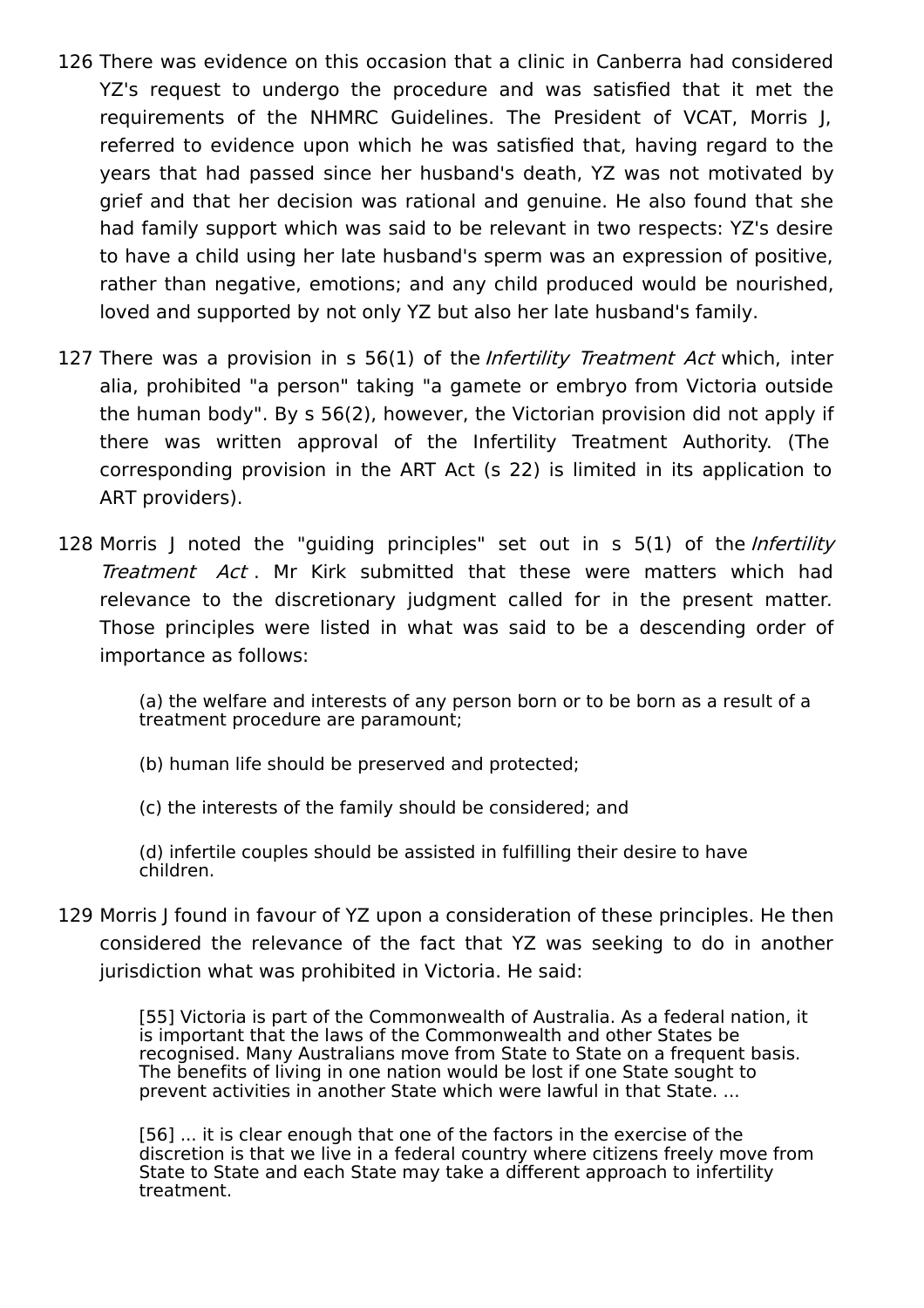126 There was evidence on this occasion that a clinic in Canberra had considered YZ's request to undergo the procedure and was satisfied that it met the requirements of the NHMRC Guidelines. The President of VCAT, Morris J, referred to evidence upon which he was satisfied that, having regard to the years that had passed since her husband's death, YZ was not motivated by grief and that her decision was rational and genuine. He also found that she had family support which was said to be relevant in two respects: YZ's desire to have a child using her late husband's sperm was an expression of positive, rather than negative, emotions; and any child produced would be nourished, loved and supported by not only YZ but also her late husband's family.

127 There was a provision in s 56(1) of the *Infertility Treatment Act* which, inter alia, prohibited "a person" taking "a gamete or embryo from Victoria outside the human body". By s 56(2), however, the Victorian provision did not apply if there was written approval of the Infertility Treatment Authority. (The corresponding provision in the ART Act (s 22) is limited in its application to ART providers).

128 Morris J noted the "guiding principles" set out in s 5(1) of the *Infertility Treatment Act*. Mr Kirk submitted that these were matters which had relevance to the discretionary judgment called for in the present matter. Those principles were listed in what was said to be a descending order of importance as follows:

> (a) the welfare and interests of any person born or to be born as a result of a treatment procedure are paramount;
>
> (b) human life should be preserved and protected;
>
> (c) the interests of the family should be considered; and
>
> (d) infertile couples should be assisted in fulfilling their desire to have children.

129 Morris J found in favour of YZ upon a consideration of these principles. He then considered the relevance of the fact that YZ was seeking to do in another jurisdiction what was prohibited in Victoria. He said:

> [55] Victoria is part of the Commonwealth of Australia. As a federal nation, it is important that the laws of the Commonwealth and other States be recognised. Many Australians move from State to State on a frequent basis. The benefits of living in one nation would be lost if one State sought to prevent activities in another State which were lawful in that State. ...
>
> [56] ... it is clear enough that one of the factors in the exercise of the discretion is that we live in a federal country where citizens freely move from State to State and each State may take a different approach to infertility treatment.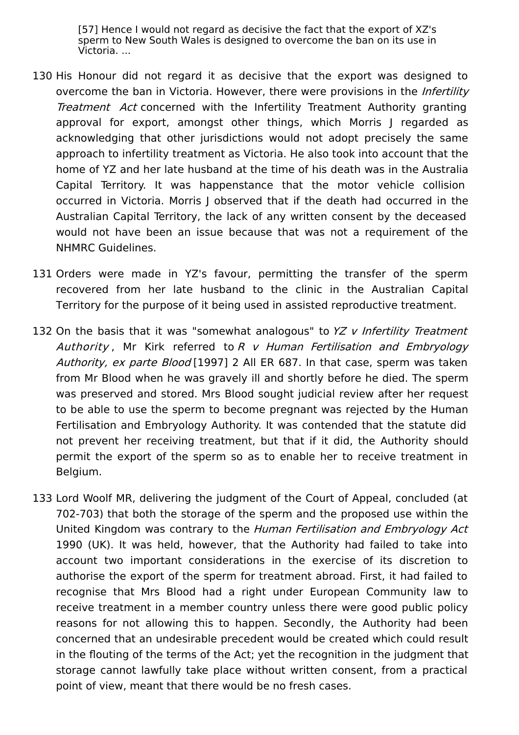> [57] Hence I would not regard as decisive the fact that the export of XZ's sperm to New South Wales is designed to overcome the ban on its use in Victoria. ...

130 His Honour did not regard it as decisive that the export was designed to overcome the ban in Victoria. However, there were provisions in the *Infertility Treatment Act* concerned with the Infertility Treatment Authority granting approval for export, amongst other things, which Morris J regarded as acknowledging that other jurisdictions would not adopt precisely the same approach to infertility treatment as Victoria. He also took into account that the home of YZ and her late husband at the time of his death was in the Australia Capital Territory. It was happenstance that the motor vehicle collision occurred in Victoria. Morris J observed that if the death had occurred in the Australian Capital Territory, the lack of any written consent by the deceased would not have been an issue because that was not a requirement of the NHMRC Guidelines.

131 Orders were made in YZ's favour, permitting the transfer of the sperm recovered from her late husband to the clinic in the Australian Capital Territory for the purpose of it being used in assisted reproductive treatment.

132 On the basis that it was "somewhat analogous" to *YZ v Infertility Treatment Authority*, Mr Kirk referred to *R v Human Fertilisation and Embryology Authority, ex parte Blood* [1997] 2 All ER 687. In that case, sperm was taken from Mr Blood when he was gravely ill and shortly before he died. The sperm was preserved and stored. Mrs Blood sought judicial review after her request to be able to use the sperm to become pregnant was rejected by the Human Fertilisation and Embryology Authority. It was contended that the statute did not prevent her receiving treatment, but that if it did, the Authority should permit the export of the sperm so as to enable her to receive treatment in Belgium.

133 Lord Woolf MR, delivering the judgment of the Court of Appeal, concluded (at 702-703) that both the storage of the sperm and the proposed use within the United Kingdom was contrary to the *Human Fertilisation and Embryology Act* 1990 (UK). It was held, however, that the Authority had failed to take into account two important considerations in the exercise of its discretion to authorise the export of the sperm for treatment abroad. First, it had failed to recognise that Mrs Blood had a right under European Community law to receive treatment in a member country unless there were good public policy reasons for not allowing this to happen. Secondly, the Authority had been concerned that an undesirable precedent would be created which could result in the flouting of the terms of the Act; yet the recognition in the judgment that storage cannot lawfully take place without written consent, from a practical point of view, meant that there would be no fresh cases.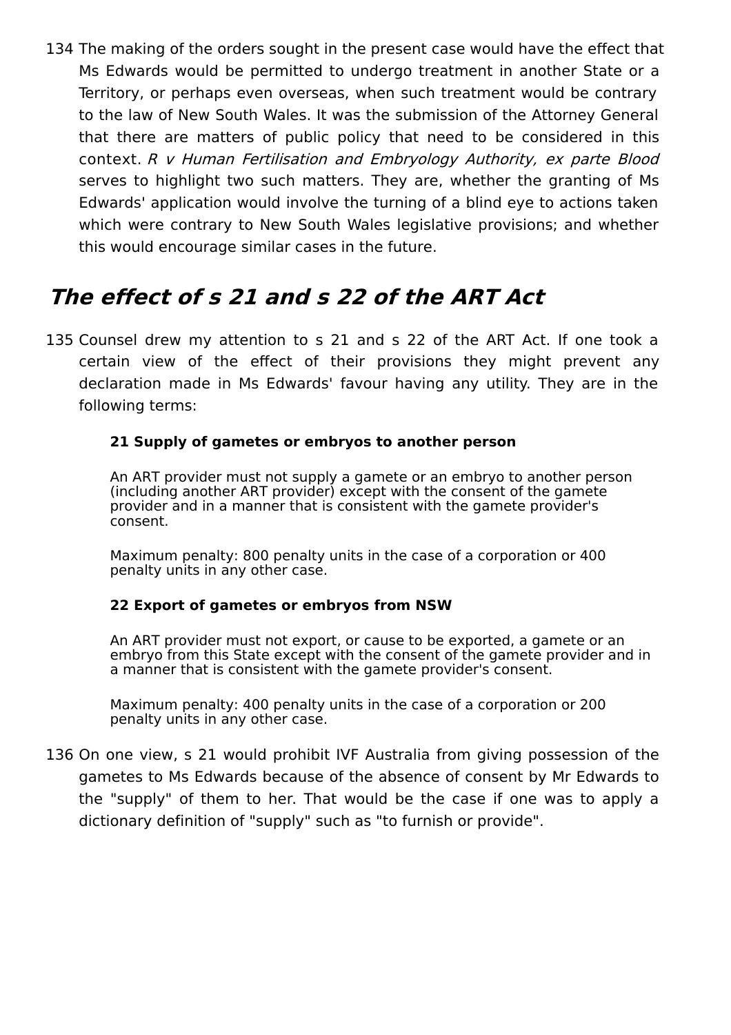134 The making of the orders sought in the present case would have the effect that Ms Edwards would be permitted to undergo treatment in another State or a Territory, or perhaps even overseas, when such treatment would be contrary to the law of New South Wales. It was the submission of the Attorney General that there are matters of public policy that need to be considered in this context. *R v Human Fertilisation and Embryology Authority, ex parte Blood* serves to highlight two such matters. They are, whether the granting of Ms Edwards' application would involve the turning of a blind eye to actions taken which were contrary to New South Wales legislative provisions; and whether this would encourage similar cases in the future.

## *The effect of s 21 and s 22 of the ART Act*

135 Counsel drew my attention to s 21 and s 22 of the ART Act. If one took a certain view of the effect of their provisions they might prevent any declaration made in Ms Edwards' favour having any utility. They are in the following terms:

> **21 Supply of gametes or embryos to another person**
>
> An ART provider must not supply a gamete or an embryo to another person (including another ART provider) except with the consent of the gamete provider and in a manner that is consistent with the gamete provider's consent.
>
> Maximum penalty: 800 penalty units in the case of a corporation or 400 penalty units in any other case.
>
> **22 Export of gametes or embryos from NSW**
>
> An ART provider must not export, or cause to be exported, a gamete or an embryo from this State except with the consent of the gamete provider and in a manner that is consistent with the gamete provider's consent.
>
> Maximum penalty: 400 penalty units in the case of a corporation or 200 penalty units in any other case.

136 On one view, s 21 would prohibit IVF Australia from giving possession of the gametes to Ms Edwards because of the absence of consent by Mr Edwards to the "supply" of them to her. That would be the case if one was to apply a dictionary definition of "supply" such as "to furnish or provide".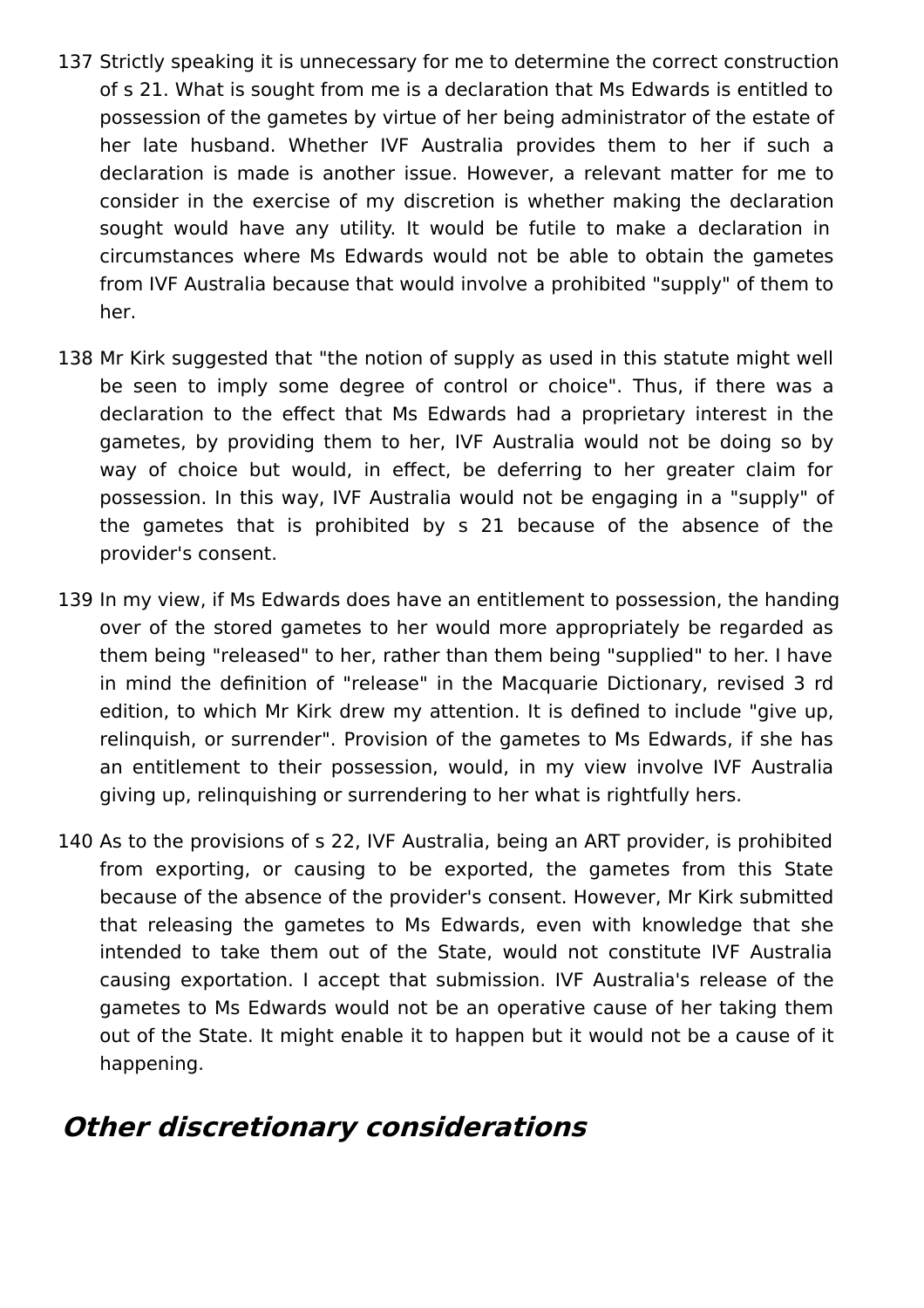137 Strictly speaking it is unnecessary for me to determine the correct construction of s 21. What is sought from me is a declaration that Ms Edwards is entitled to possession of the gametes by virtue of her being administrator of the estate of her late husband. Whether IVF Australia provides them to her if such a declaration is made is another issue. However, a relevant matter for me to consider in the exercise of my discretion is whether making the declaration sought would have any utility. It would be futile to make a declaration in circumstances where Ms Edwards would not be able to obtain the gametes from IVF Australia because that would involve a prohibited "supply" of them to her.

138 Mr Kirk suggested that "the notion of supply as used in this statute might well be seen to imply some degree of control or choice". Thus, if there was a declaration to the effect that Ms Edwards had a proprietary interest in the gametes, by providing them to her, IVF Australia would not be doing so by way of choice but would, in effect, be deferring to her greater claim for possession. In this way, IVF Australia would not be engaging in a "supply" of the gametes that is prohibited by s 21 because of the absence of the provider's consent.

139 In my view, if Ms Edwards does have an entitlement to possession, the handing over of the stored gametes to her would more appropriately be regarded as them being "released" to her, rather than them being "supplied" to her. I have in mind the definition of "release" in the Macquarie Dictionary, revised 3 rd edition, to which Mr Kirk drew my attention. It is defined to include "give up, relinquish, or surrender". Provision of the gametes to Ms Edwards, if she has an entitlement to their possession, would, in my view involve IVF Australia giving up, relinquishing or surrendering to her what is rightfully hers.

140 As to the provisions of s 22, IVF Australia, being an ART provider, is prohibited from exporting, or causing to be exported, the gametes from this State because of the absence of the provider's consent. However, Mr Kirk submitted that releasing the gametes to Ms Edwards, even with knowledge that she intended to take them out of the State, would not constitute IVF Australia causing exportation. I accept that submission. IVF Australia's release of the gametes to Ms Edwards would not be an operative cause of her taking them out of the State. It might enable it to happen but it would not be a cause of it happening.

## ***Other discretionary considerations***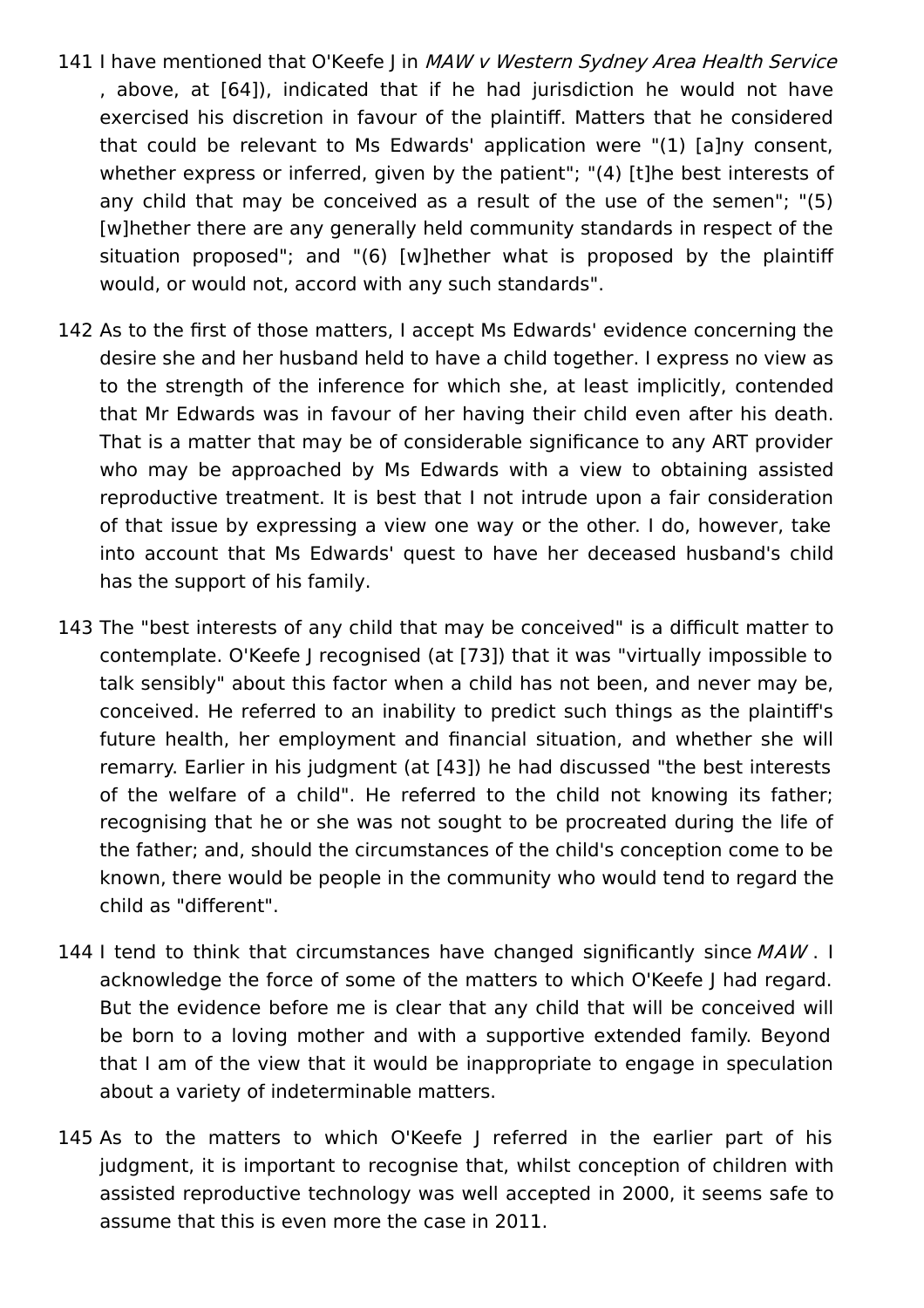141 I have mentioned that O'Keefe J in *MAW v Western Sydney Area Health Service* , above, at [64]), indicated that if he had jurisdiction he would not have exercised his discretion in favour of the plaintiff. Matters that he considered that could be relevant to Ms Edwards' application were "(1) [a]ny consent, whether express or inferred, given by the patient"; "(4) [t]he best interests of any child that may be conceived as a result of the use of the semen"; "(5) [w]hether there are any generally held community standards in respect of the situation proposed"; and "(6) [w]hether what is proposed by the plaintiff would, or would not, accord with any such standards".

142 As to the first of those matters, I accept Ms Edwards' evidence concerning the desire she and her husband held to have a child together. I express no view as to the strength of the inference for which she, at least implicitly, contended that Mr Edwards was in favour of her having their child even after his death. That is a matter that may be of considerable significance to any ART provider who may be approached by Ms Edwards with a view to obtaining assisted reproductive treatment. It is best that I not intrude upon a fair consideration of that issue by expressing a view one way or the other. I do, however, take into account that Ms Edwards' quest to have her deceased husband's child has the support of his family.

143 The "best interests of any child that may be conceived" is a difficult matter to contemplate. O'Keefe J recognised (at [73]) that it was "virtually impossible to talk sensibly" about this factor when a child has not been, and never may be, conceived. He referred to an inability to predict such things as the plaintiff's future health, her employment and financial situation, and whether she will remarry. Earlier in his judgment (at [43]) he had discussed "the best interests of the welfare of a child". He referred to the child not knowing its father; recognising that he or she was not sought to be procreated during the life of the father; and, should the circumstances of the child's conception come to be known, there would be people in the community who would tend to regard the child as "different".

144 I tend to think that circumstances have changed significantly since *MAW* . I acknowledge the force of some of the matters to which O'Keefe J had regard. But the evidence before me is clear that any child that will be conceived will be born to a loving mother and with a supportive extended family. Beyond that I am of the view that it would be inappropriate to engage in speculation about a variety of indeterminable matters.

145 As to the matters to which O'Keefe J referred in the earlier part of his judgment, it is important to recognise that, whilst conception of children with assisted reproductive technology was well accepted in 2000, it seems safe to assume that this is even more the case in 2011.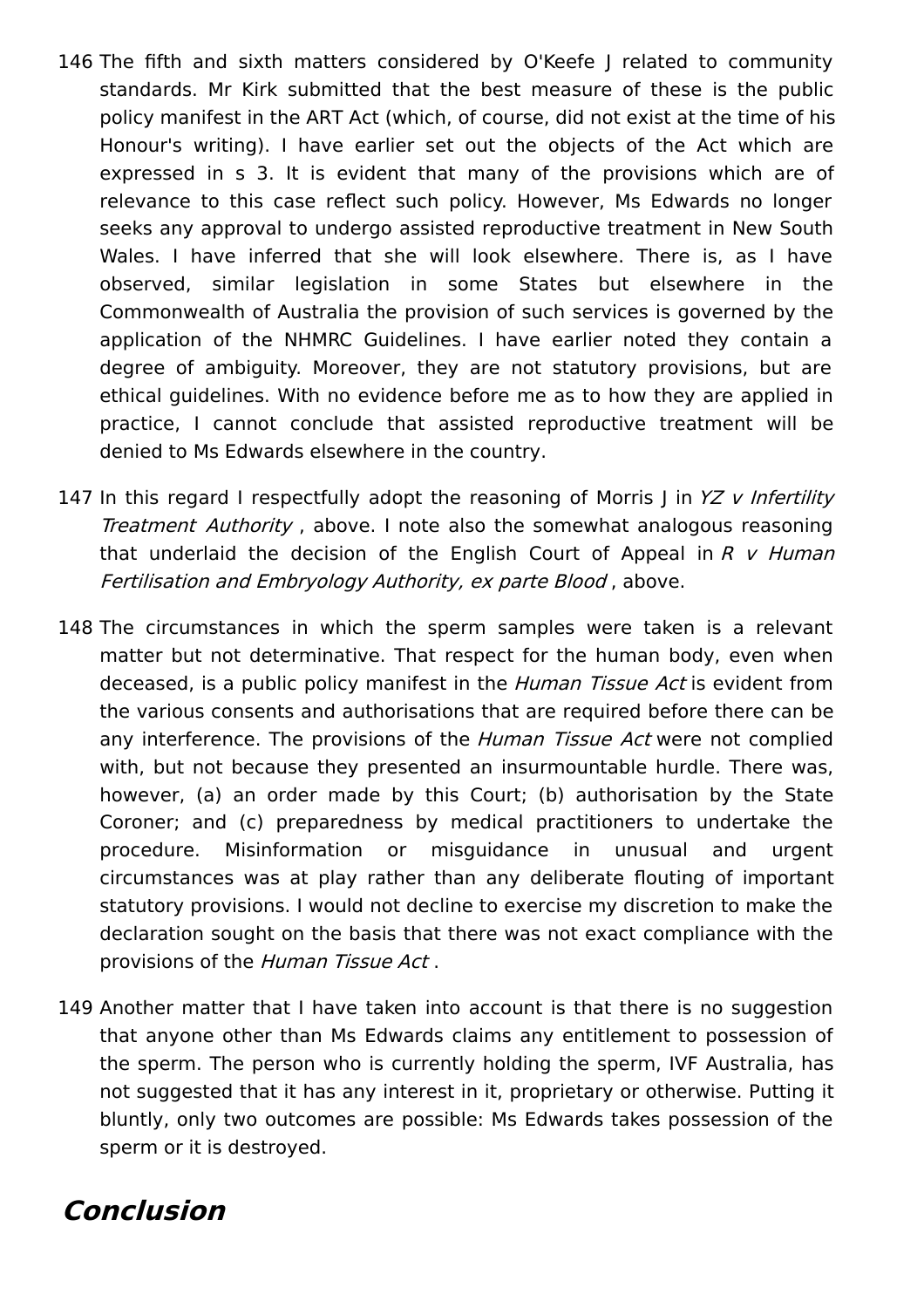146 The fifth and sixth matters considered by O'Keefe J related to community standards. Mr Kirk submitted that the best measure of these is the public policy manifest in the ART Act (which, of course, did not exist at the time of his Honour's writing). I have earlier set out the objects of the Act which are expressed in s 3. It is evident that many of the provisions which are of relevance to this case reflect such policy. However, Ms Edwards no longer seeks any approval to undergo assisted reproductive treatment in New South Wales. I have inferred that she will look elsewhere. There is, as I have observed, similar legislation in some States but elsewhere in the Commonwealth of Australia the provision of such services is governed by the application of the NHMRC Guidelines. I have earlier noted they contain a degree of ambiguity. Moreover, they are not statutory provisions, but are ethical guidelines. With no evidence before me as to how they are applied in practice, I cannot conclude that assisted reproductive treatment will be denied to Ms Edwards elsewhere in the country.

147 In this regard I respectfully adopt the reasoning of Morris J in *YZ v Infertility Treatment Authority* , above. I note also the somewhat analogous reasoning that underlaid the decision of the English Court of Appeal in *R v Human Fertilisation and Embryology Authority, ex parte Blood* , above.

148 The circumstances in which the sperm samples were taken is a relevant matter but not determinative. That respect for the human body, even when deceased, is a public policy manifest in the *Human Tissue Act* is evident from the various consents and authorisations that are required before there can be any interference. The provisions of the *Human Tissue Act* were not complied with, but not because they presented an insurmountable hurdle. There was, however, (a) an order made by this Court; (b) authorisation by the State Coroner; and (c) preparedness by medical practitioners to undertake the procedure. Misinformation or misguidance in unusual and urgent circumstances was at play rather than any deliberate flouting of important statutory provisions. I would not decline to exercise my discretion to make the declaration sought on the basis that there was not exact compliance with the provisions of the *Human Tissue Act* .

149 Another matter that I have taken into account is that there is no suggestion that anyone other than Ms Edwards claims any entitlement to possession of the sperm. The person who is currently holding the sperm, IVF Australia, has not suggested that it has any interest in it, proprietary or otherwise. Putting it bluntly, only two outcomes are possible: Ms Edwards takes possession of the sperm or it is destroyed.

## ***Conclusion***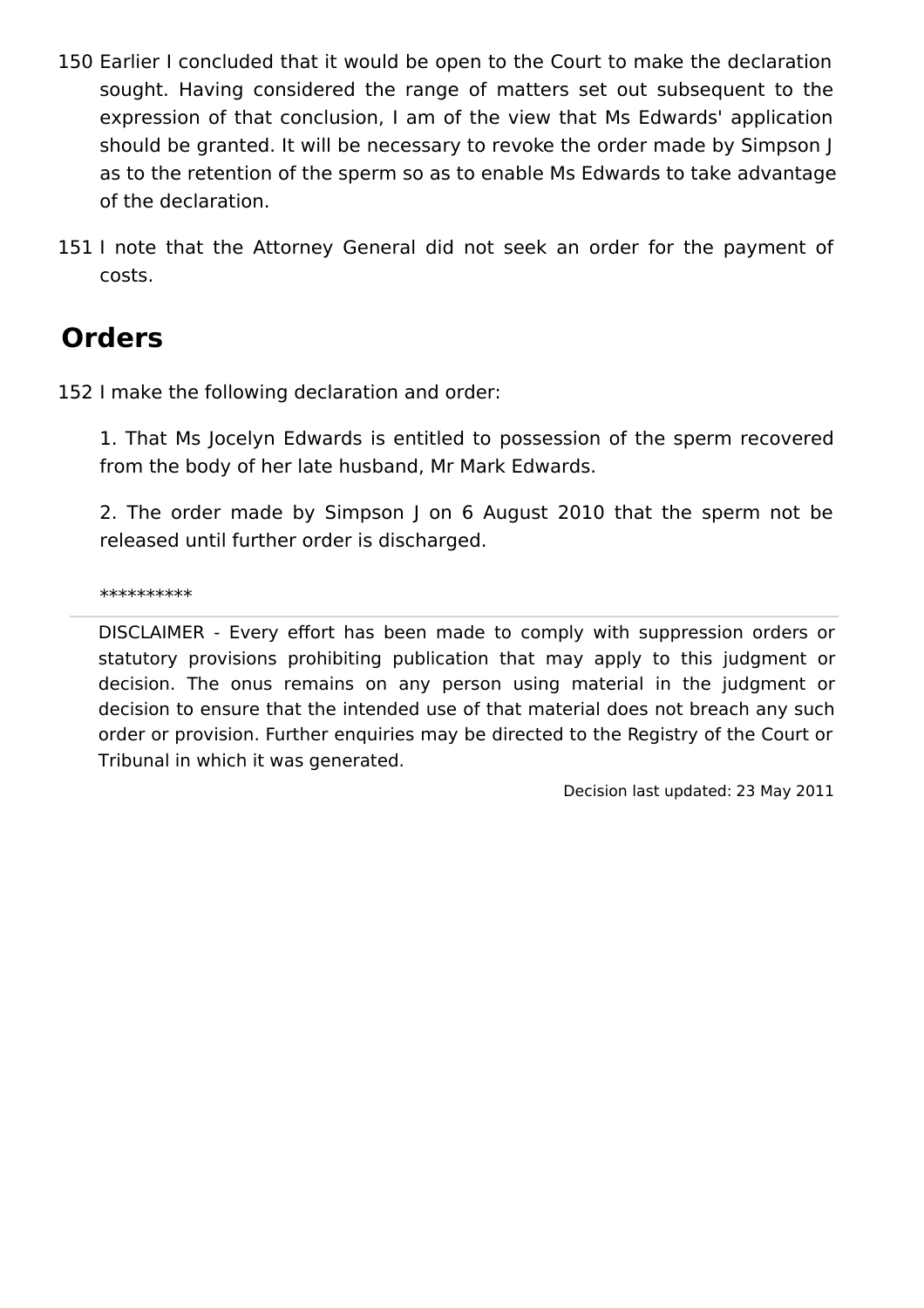150 Earlier I concluded that it would be open to the Court to make the declaration sought. Having considered the range of matters set out subsequent to the expression of that conclusion, I am of the view that Ms Edwards' application should be granted. It will be necessary to revoke the order made by Simpson J as to the retention of the sperm so as to enable Ms Edwards to take advantage of the declaration.

151 I note that the Attorney General did not seek an order for the payment of costs.

## Orders

152 I make the following declaration and order:

1. That Ms Jocelyn Edwards is entitled to possession of the sperm recovered from the body of her late husband, Mr Mark Edwards.

2. The order made by Simpson J on 6 August 2010 that the sperm not be released until further order is discharged.

**********

---

DISCLAIMER - Every effort has been made to comply with suppression orders or statutory provisions prohibiting publication that may apply to this judgment or decision. The onus remains on any person using material in the judgment or decision to ensure that the intended use of that material does not breach any such order or provision. Further enquiries may be directed to the Registry of the Court or Tribunal in which it was generated.

Decision last updated: 23 May 2011